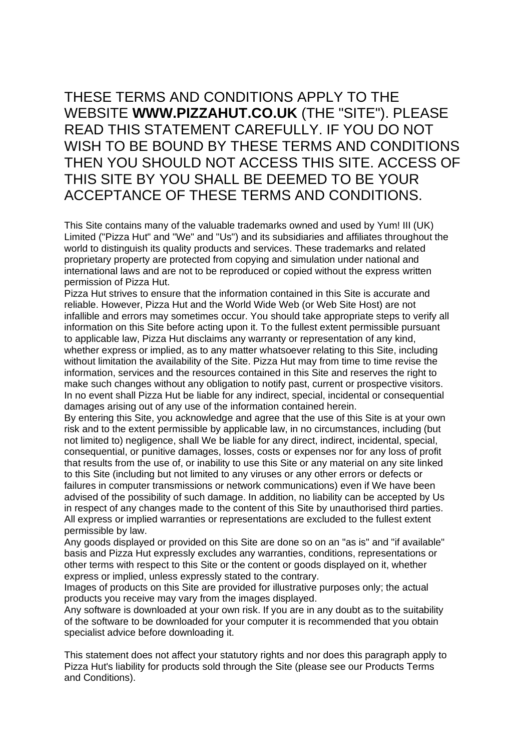THESE TERMS AND CONDITIONS APPLY TO THE WEBSITE **WWW.PIZZAHUT.CO.UK** (THE "SITE"). PLEASE READ THIS STATEMENT CAREFULLY. IF YOU DO NOT WISH TO BE BOUND BY THESE TERMS AND CONDITIONS THEN YOU SHOULD NOT ACCESS THIS SITE. ACCESS OF THIS SITE BY YOU SHALL BE DEEMED TO BE YOUR ACCEPTANCE OF THESE TERMS AND CONDITIONS.

This Site contains many of the valuable trademarks owned and used by Yum! III (UK) Limited ("Pizza Hut" and "We" and "Us") and its subsidiaries and affiliates throughout the world to distinguish its quality products and services. These trademarks and related proprietary property are protected from copying and simulation under national and international laws and are not to be reproduced or copied without the express written permission of Pizza Hut.

Pizza Hut strives to ensure that the information contained in this Site is accurate and reliable. However, Pizza Hut and the World Wide Web (or Web Site Host) are not infallible and errors may sometimes occur. You should take appropriate steps to verify all information on this Site before acting upon it. To the fullest extent permissible pursuant to applicable law, Pizza Hut disclaims any warranty or representation of any kind, whether express or implied, as to any matter whatsoever relating to this Site, including without limitation the availability of the Site. Pizza Hut may from time to time revise the information, services and the resources contained in this Site and reserves the right to make such changes without any obligation to notify past, current or prospective visitors. In no event shall Pizza Hut be liable for any indirect, special, incidental or consequential damages arising out of any use of the information contained herein.

By entering this Site, you acknowledge and agree that the use of this Site is at your own risk and to the extent permissible by applicable law, in no circumstances, including (but not limited to) negligence, shall We be liable for any direct, indirect, incidental, special, consequential, or punitive damages, losses, costs or expenses nor for any loss of profit that results from the use of, or inability to use this Site or any material on any site linked to this Site (including but not limited to any viruses or any other errors or defects or failures in computer transmissions or network communications) even if We have been advised of the possibility of such damage. In addition, no liability can be accepted by Us in respect of any changes made to the content of this Site by unauthorised third parties. All express or implied warranties or representations are excluded to the fullest extent permissible by law.

Any goods displayed or provided on this Site are done so on an "as is" and "if available" basis and Pizza Hut expressly excludes any warranties, conditions, representations or other terms with respect to this Site or the content or goods displayed on it, whether express or implied, unless expressly stated to the contrary.

Images of products on this Site are provided for illustrative purposes only; the actual products you receive may vary from the images displayed.

Any software is downloaded at your own risk. If you are in any doubt as to the suitability of the software to be downloaded for your computer it is recommended that you obtain specialist advice before downloading it.

This statement does not affect your statutory rights and nor does this paragraph apply to Pizza Hut's liability for products sold through the Site (please see our Products Terms and Conditions).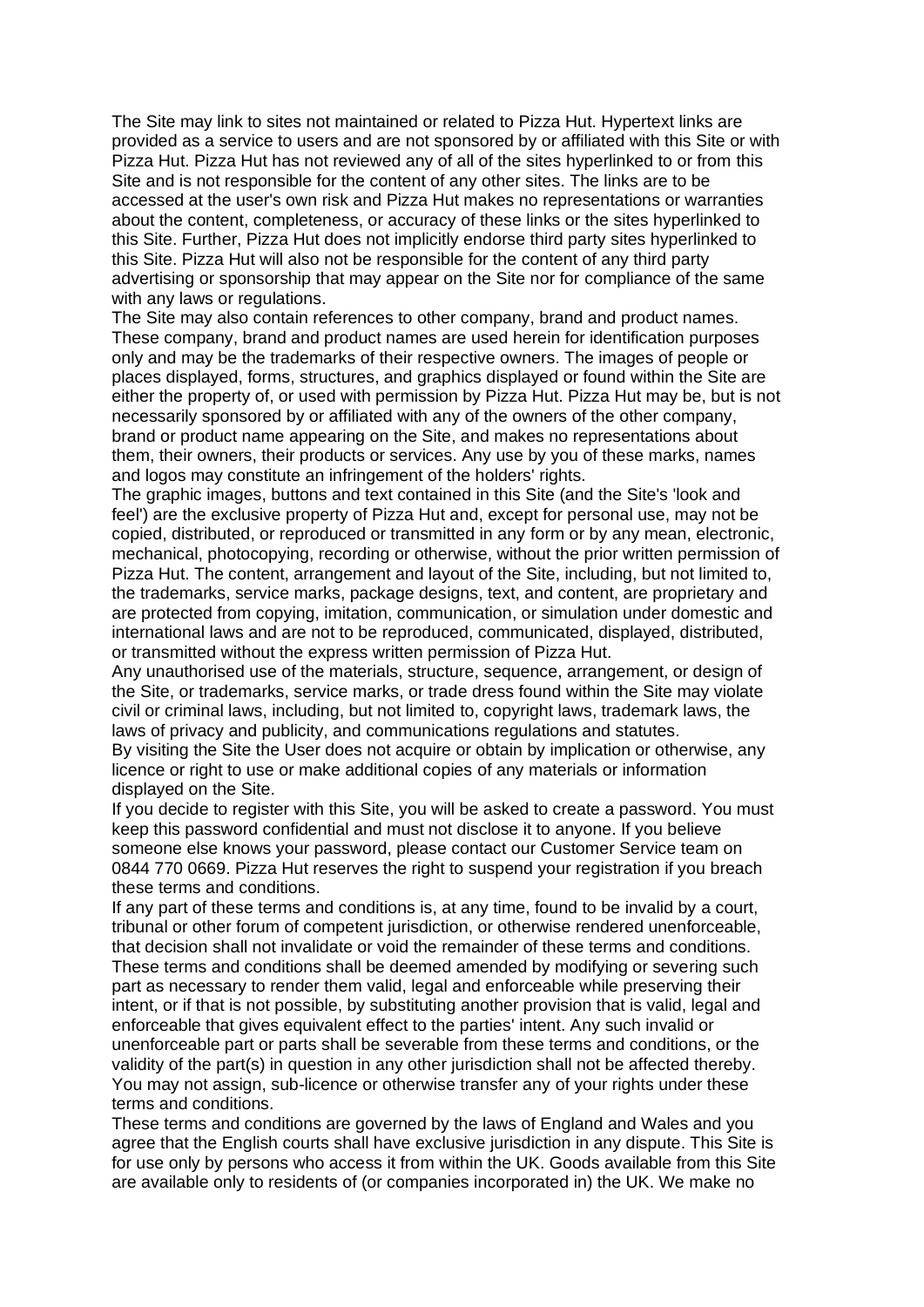The Site may link to sites not maintained or related to Pizza Hut. Hypertext links are provided as a service to users and are not sponsored by or affiliated with this Site or with Pizza Hut. Pizza Hut has not reviewed any of all of the sites hyperlinked to or from this Site and is not responsible for the content of any other sites. The links are to be accessed at the user's own risk and Pizza Hut makes no representations or warranties about the content, completeness, or accuracy of these links or the sites hyperlinked to this Site. Further, Pizza Hut does not implicitly endorse third party sites hyperlinked to this Site. Pizza Hut will also not be responsible for the content of any third party advertising or sponsorship that may appear on the Site nor for compliance of the same with any laws or regulations.

The Site may also contain references to other company, brand and product names. These company, brand and product names are used herein for identification purposes only and may be the trademarks of their respective owners. The images of people or places displayed, forms, structures, and graphics displayed or found within the Site are either the property of, or used with permission by Pizza Hut. Pizza Hut may be, but is not necessarily sponsored by or affiliated with any of the owners of the other company, brand or product name appearing on the Site, and makes no representations about them, their owners, their products or services. Any use by you of these marks, names and logos may constitute an infringement of the holders' rights.

The graphic images, buttons and text contained in this Site (and the Site's 'look and feel') are the exclusive property of Pizza Hut and, except for personal use, may not be copied, distributed, or reproduced or transmitted in any form or by any mean, electronic, mechanical, photocopying, recording or otherwise, without the prior written permission of Pizza Hut. The content, arrangement and layout of the Site, including, but not limited to, the trademarks, service marks, package designs, text, and content, are proprietary and are protected from copying, imitation, communication, or simulation under domestic and international laws and are not to be reproduced, communicated, displayed, distributed, or transmitted without the express written permission of Pizza Hut.

Any unauthorised use of the materials, structure, sequence, arrangement, or design of the Site, or trademarks, service marks, or trade dress found within the Site may violate civil or criminal laws, including, but not limited to, copyright laws, trademark laws, the laws of privacy and publicity, and communications regulations and statutes.

By visiting the Site the User does not acquire or obtain by implication or otherwise, any licence or right to use or make additional copies of any materials or information displayed on the Site.

If you decide to register with this Site, you will be asked to create a password. You must keep this password confidential and must not disclose it to anyone. If you believe someone else knows your password, please contact our Customer Service team on 0844 770 0669. Pizza Hut reserves the right to suspend your registration if you breach these terms and conditions.

If any part of these terms and conditions is, at any time, found to be invalid by a court, tribunal or other forum of competent jurisdiction, or otherwise rendered unenforceable, that decision shall not invalidate or void the remainder of these terms and conditions. These terms and conditions shall be deemed amended by modifying or severing such part as necessary to render them valid, legal and enforceable while preserving their intent, or if that is not possible, by substituting another provision that is valid, legal and enforceable that gives equivalent effect to the parties' intent. Any such invalid or unenforceable part or parts shall be severable from these terms and conditions, or the validity of the part(s) in question in any other jurisdiction shall not be affected thereby. You may not assign, sub-licence or otherwise transfer any of your rights under these terms and conditions.

These terms and conditions are governed by the laws of England and Wales and you agree that the English courts shall have exclusive jurisdiction in any dispute. This Site is for use only by persons who access it from within the UK. Goods available from this Site are available only to residents of (or companies incorporated in) the UK. We make no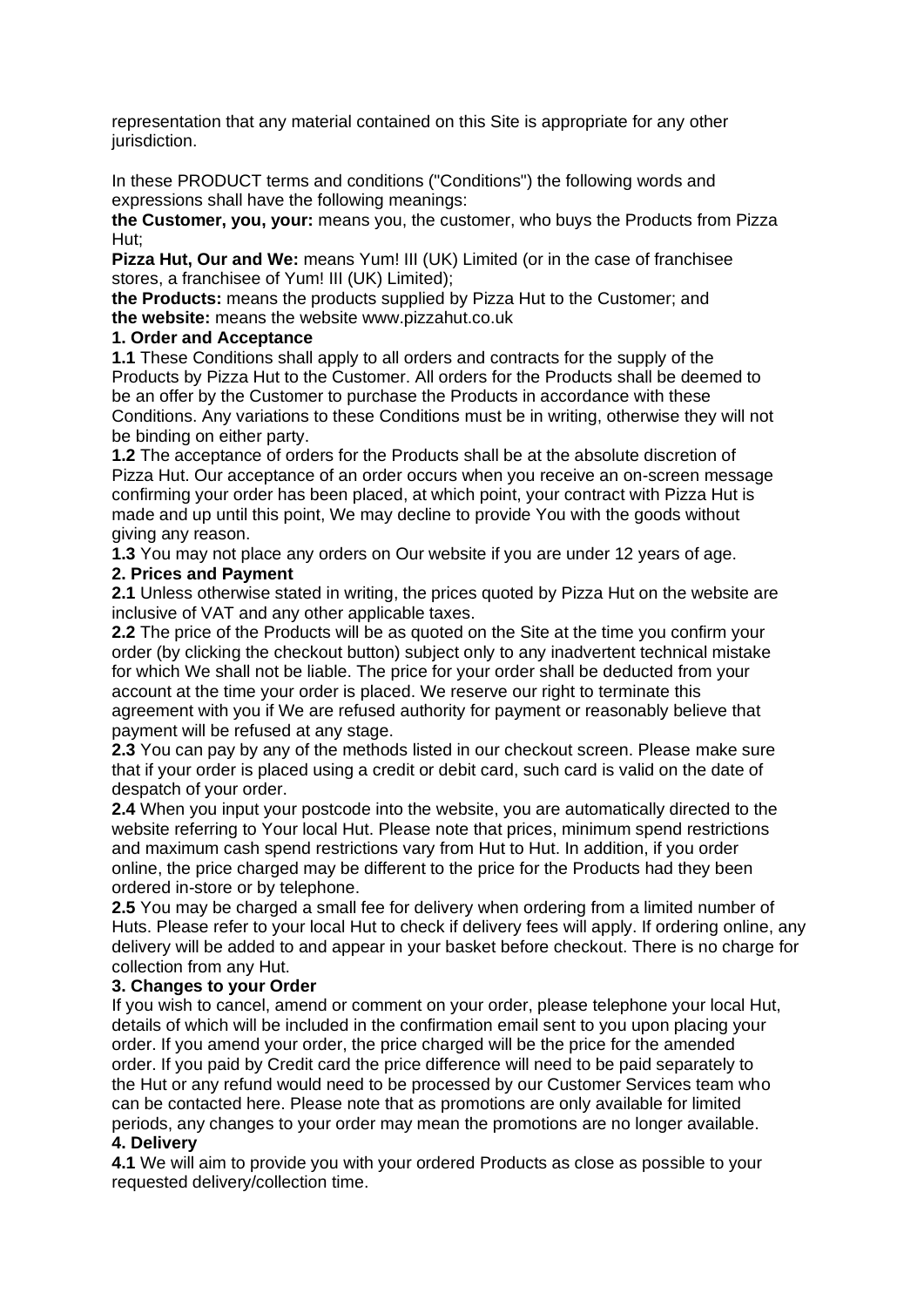representation that any material contained on this Site is appropriate for any other jurisdiction.

In these PRODUCT terms and conditions ("Conditions") the following words and expressions shall have the following meanings:

**the Customer, you, your:** means you, the customer, who buys the Products from Pizza Hut;

**Pizza Hut, Our and We:** means Yum! III (UK) Limited (or in the case of franchisee stores, a franchisee of Yum! III (UK) Limited);

**the Products:** means the products supplied by Pizza Hut to the Customer; and

**the website:** means the website www.pizzahut.co.uk

**1. Order and Acceptance**

**1.1** These Conditions shall apply to all orders and contracts for the supply of the Products by Pizza Hut to the Customer. All orders for the Products shall be deemed to be an offer by the Customer to purchase the Products in accordance with these Conditions. Any variations to these Conditions must be in writing, otherwise they will not be binding on either party.

**1.2** The acceptance of orders for the Products shall be at the absolute discretion of Pizza Hut. Our acceptance of an order occurs when you receive an on-screen message confirming your order has been placed, at which point, your contract with Pizza Hut is made and up until this point, We may decline to provide You with the goods without giving any reason.

**1.3** You may not place any orders on Our website if you are under 12 years of age.

**2. Prices and Payment**

**2.1** Unless otherwise stated in writing, the prices quoted by Pizza Hut on the website are inclusive of VAT and any other applicable taxes.

**2.2** The price of the Products will be as quoted on the Site at the time you confirm your order (by clicking the checkout button) subject only to any inadvertent technical mistake for which We shall not be liable. The price for your order shall be deducted from your account at the time your order is placed. We reserve our right to terminate this agreement with you if We are refused authority for payment or reasonably believe that payment will be refused at any stage.

**2.3** You can pay by any of the methods listed in our checkout screen. Please make sure that if your order is placed using a credit or debit card, such card is valid on the date of despatch of your order.

**2.4** When you input your postcode into the website, you are automatically directed to the website referring to Your local Hut. Please note that prices, minimum spend restrictions and maximum cash spend restrictions vary from Hut to Hut. In addition, if you order online, the price charged may be different to the price for the Products had they been ordered in-store or by telephone.

**2.5** You may be charged a small fee for delivery when ordering from a limited number of Huts. Please refer to your local Hut to check if delivery fees will apply. If ordering online, any delivery will be added to and appear in your basket before checkout. There is no charge for collection from any Hut.

**3. Changes to your Order**

If you wish to cancel, amend or comment on your order, please telephone your local Hut, details of which will be included in the confirmation email sent to you upon placing your order. If you amend your order, the price charged will be the price for the amended order. If you paid by Credit card the price difference will need to be paid separately to the Hut or any refund would need to be processed by our Customer Services team who can be contacted here. Please note that as promotions are only available for limited periods, any changes to your order may mean the promotions are no longer available.

**4. Delivery**

**4.1** We will aim to provide you with your ordered Products as close as possible to your requested delivery/collection time.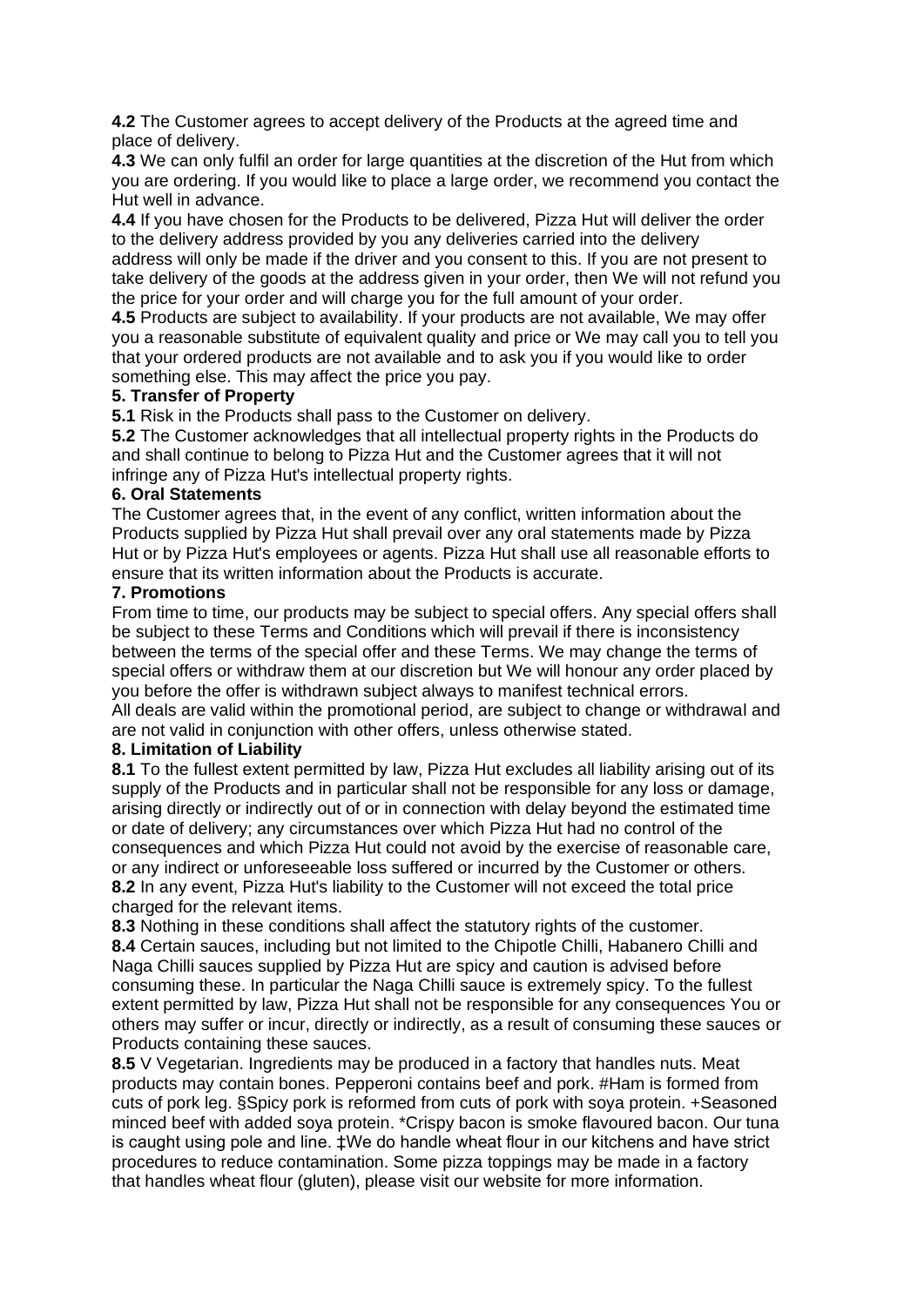**4.2** The Customer agrees to accept delivery of the Products at the agreed time and place of delivery.

**4.3** We can only fulfil an order for large quantities at the discretion of the Hut from which you are ordering. If you would like to place a large order, we recommend you contact the Hut well in advance.

**4.4** If you have chosen for the Products to be delivered, Pizza Hut will deliver the order to the delivery address provided by you any deliveries carried into the delivery address will only be made if the driver and you consent to this. If you are not present to take delivery of the goods at the address given in your order, then We will not refund you the price for your order and will charge you for the full amount of your order.

**4.5** Products are subject to availability. If your products are not available, We may offer you a reasonable substitute of equivalent quality and price or We may call you to tell you that your ordered products are not available and to ask you if you would like to order something else. This may affect the price you pay.

**5. Transfer of Property**

**5.1** Risk in the Products shall pass to the Customer on delivery.

**5.2** The Customer acknowledges that all intellectual property rights in the Products do and shall continue to belong to Pizza Hut and the Customer agrees that it will not infringe any of Pizza Hut's intellectual property rights.

**6. Oral Statements**

The Customer agrees that, in the event of any conflict, written information about the Products supplied by Pizza Hut shall prevail over any oral statements made by Pizza Hut or by Pizza Hut's employees or agents. Pizza Hut shall use all reasonable efforts to ensure that its written information about the Products is accurate.

**7. Promotions**

From time to time, our products may be subject to special offers. Any special offers shall be subject to these Terms and Conditions which will prevail if there is inconsistency between the terms of the special offer and these Terms. We may change the terms of special offers or withdraw them at our discretion but We will honour any order placed by you before the offer is withdrawn subject always to manifest technical errors.

All deals are valid within the promotional period, are subject to change or withdrawal and are not valid in conjunction with other offers, unless otherwise stated.

**8. Limitation of Liability**

**8.1** To the fullest extent permitted by law, Pizza Hut excludes all liability arising out of its supply of the Products and in particular shall not be responsible for any loss or damage, arising directly or indirectly out of or in connection with delay beyond the estimated time or date of delivery; any circumstances over which Pizza Hut had no control of the consequences and which Pizza Hut could not avoid by the exercise of reasonable care, or any indirect or unforeseeable loss suffered or incurred by the Customer or others.

**8.2** In any event, Pizza Hut's liability to the Customer will not exceed the total price charged for the relevant items.

**8.3** Nothing in these conditions shall affect the statutory rights of the customer.

**8.4** Certain sauces, including but not limited to the Chipotle Chilli, Habanero Chilli and Naga Chilli sauces supplied by Pizza Hut are spicy and caution is advised before consuming these. In particular the Naga Chilli sauce is extremely spicy. To the fullest extent permitted by law, Pizza Hut shall not be responsible for any consequences You or others may suffer or incur, directly or indirectly, as a result of consuming these sauces or Products containing these sauces.

**8.5** V Vegetarian. Ingredients may be produced in a factory that handles nuts. Meat products may contain bones. Pepperoni contains beef and pork. #Ham is formed from cuts of pork leg. §Spicy pork is reformed from cuts of pork with soya protein. +Seasoned minced beef with added soya protein. *Crispy bacon is smoke flavoured bacon. Our tuna is caught using pole and line. ‡We do handle wheat flour in our kitchens and have strict procedures to reduce contamination. Some pizza toppings may be made in a factory that handles wheat flour (gluten), please visit our website for more information.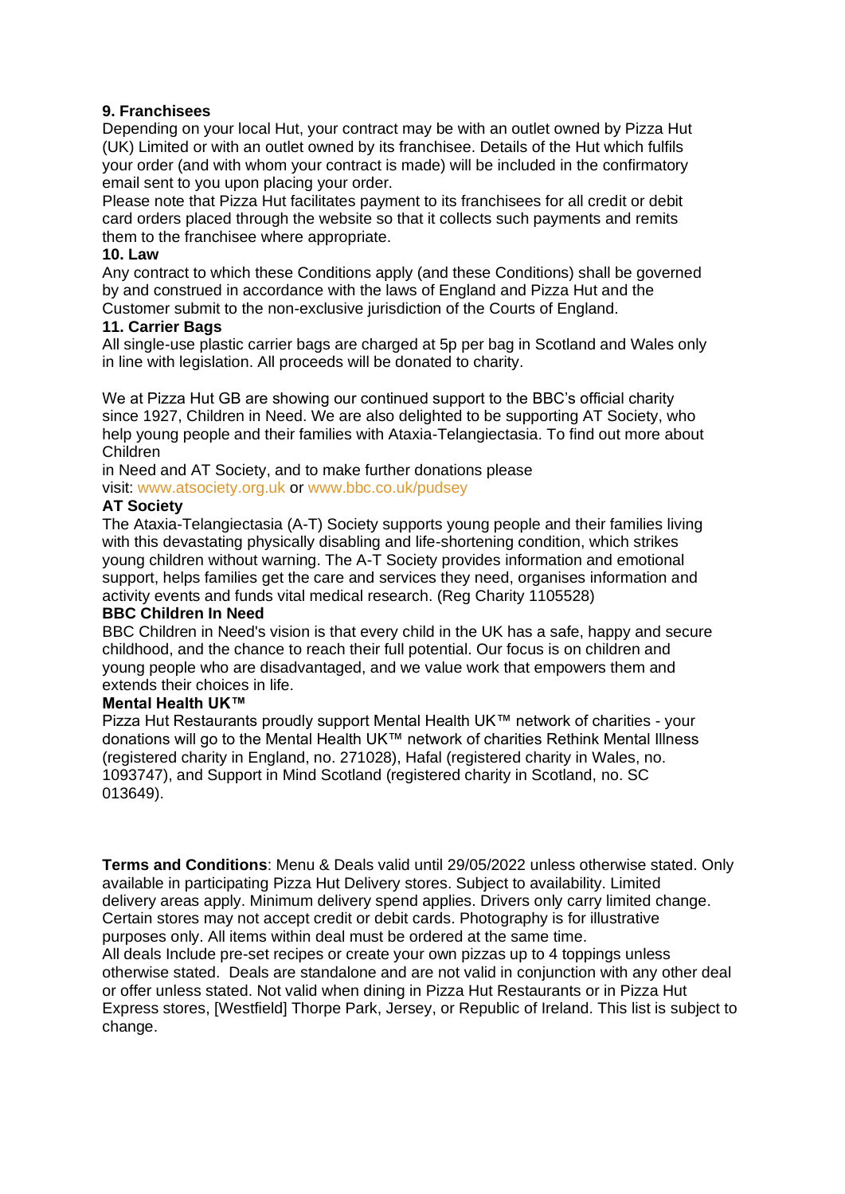**9. Franchisees**

Depending on your local Hut, your contract may be with an outlet owned by Pizza Hut (UK) Limited or with an outlet owned by its franchisee. Details of the Hut which fulfils your order (and with whom your contract is made) will be included in the confirmatory email sent to you upon placing your order.

Please note that Pizza Hut facilitates payment to its franchisees for all credit or debit card orders placed through the website so that it collects such payments and remits them to the franchisee where appropriate.

**10. Law**

Any contract to which these Conditions apply (and these Conditions) shall be governed by and construed in accordance with the laws of England and Pizza Hut and the Customer submit to the non-exclusive jurisdiction of the Courts of England.

**11. Carrier Bags**

All single-use plastic carrier bags are charged at 5p per bag in Scotland and Wales only in line with legislation. All proceeds will be donated to charity.

We at Pizza Hut GB are showing our continued support to the BBC's official charity since 1927, Children in Need. We are also delighted to be supporting AT Society, who help young people and their families with Ataxia-Telangiectasia. To find out more about Children in Need and AT Society, and to make further donations please visit: www.atsociety.org.uk or www.bbc.co.uk/pudsey

**AT Society**

The Ataxia-Telangiectasia (A-T) Society supports young people and their families living with this devastating physically disabling and life-shortening condition, which strikes young children without warning. The A-T Society provides information and emotional support, helps families get the care and services they need, organises information and activity events and funds vital medical research. (Reg Charity 1105528)

**BBC Children In Need**

BBC Children in Need's vision is that every child in the UK has a safe, happy and secure childhood, and the chance to reach their full potential. Our focus is on children and young people who are disadvantaged, and we value work that empowers them and extends their choices in life.

**Mental Health UK™**

Pizza Hut Restaurants proudly support Mental Health UK™ network of charities - your donations will go to the Mental Health UK™ network of charities Rethink Mental Illness (registered charity in England, no. 271028), Hafal (registered charity in Wales, no. 1093747), and Support in Mind Scotland (registered charity in Scotland, no. SC 013649).

**Terms and Conditions**: Menu & Deals valid until 29/05/2022 unless otherwise stated. Only available in participating Pizza Hut Delivery stores. Subject to availability. Limited delivery areas apply. Minimum delivery spend applies. Drivers only carry limited change. Certain stores may not accept credit or debit cards. Photography is for illustrative purposes only. All items within deal must be ordered at the same time.

All deals Include pre-set recipes or create your own pizzas up to 4 toppings unless otherwise stated. Deals are standalone and are not valid in conjunction with any other deal or offer unless stated. Not valid when dining in Pizza Hut Restaurants or in Pizza Hut Express stores, [Westfield] Thorpe Park, Jersey, or Republic of Ireland. This list is subject to change.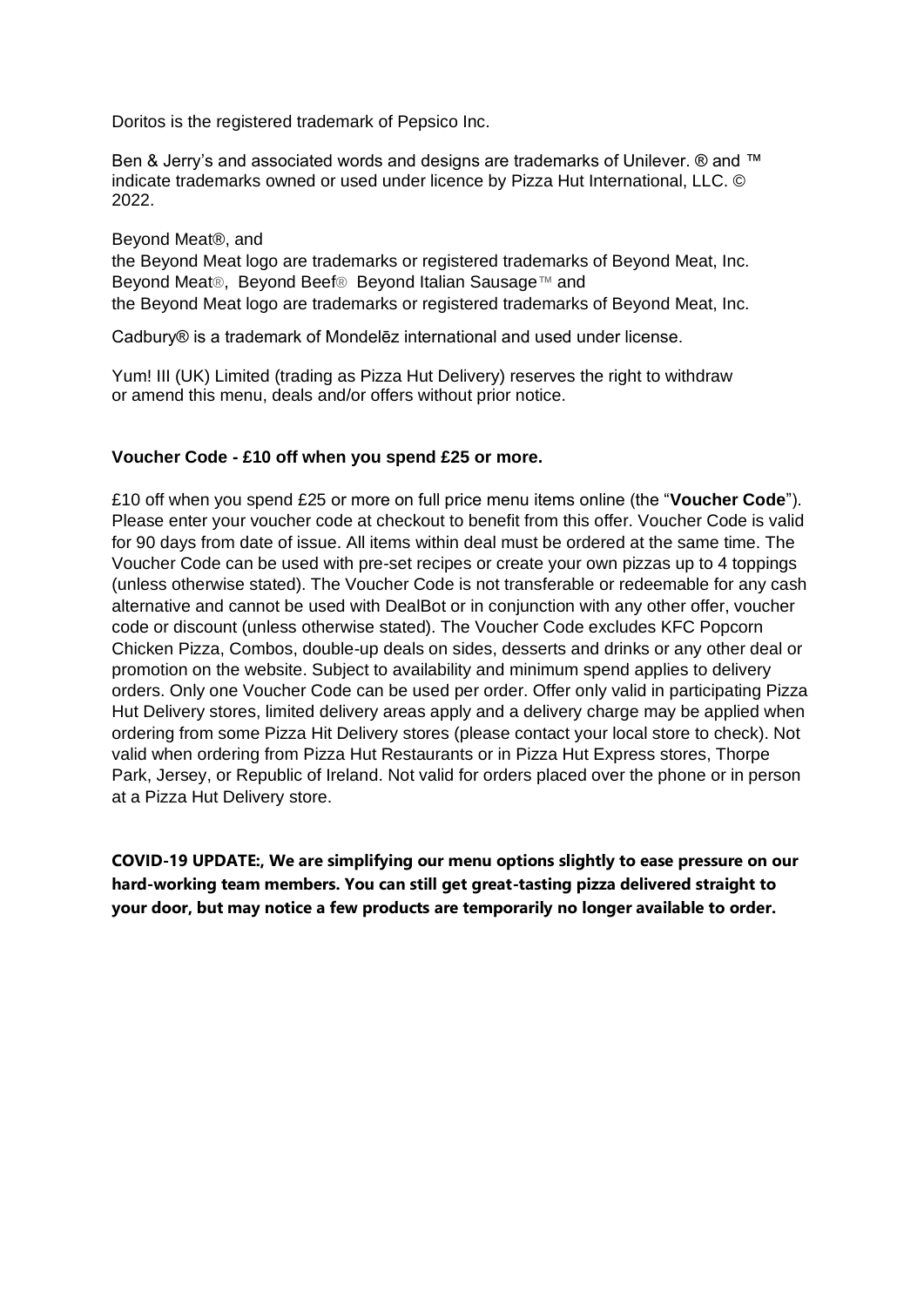Doritos is the registered trademark of Pepsico Inc.

Ben & Jerry's and associated words and designs are trademarks of Unilever. ® and ™ indicate trademarks owned or used under licence by Pizza Hut International, LLC. © 2022.

Beyond Meat®, and
the Beyond Meat logo are trademarks or registered trademarks of Beyond Meat, Inc.
Beyond Meat®, Beyond Beef® Beyond Italian Sausage™ and
the Beyond Meat logo are trademarks or registered trademarks of Beyond Meat, Inc.

Cadbury® is a trademark of Mondelēz international and used under license.

Yum! III (UK) Limited (trading as Pizza Hut Delivery) reserves the right to withdraw or amend this menu, deals and/or offers without prior notice.

**Voucher Code - £10 off when you spend £25 or more.**

£10 off when you spend £25 or more on full price menu items online (the "**Voucher Code**"). Please enter your voucher code at checkout to benefit from this offer. Voucher Code is valid for 90 days from date of issue. All items within deal must be ordered at the same time. The Voucher Code can be used with pre-set recipes or create your own pizzas up to 4 toppings (unless otherwise stated). The Voucher Code is not transferable or redeemable for any cash alternative and cannot be used with DealBot or in conjunction with any other offer, voucher code or discount (unless otherwise stated). The Voucher Code excludes KFC Popcorn Chicken Pizza, Combos, double-up deals on sides, desserts and drinks or any other deal or promotion on the website. Subject to availability and minimum spend applies to delivery orders. Only one Voucher Code can be used per order. Offer only valid in participating Pizza Hut Delivery stores, limited delivery areas apply and a delivery charge may be applied when ordering from some Pizza Hit Delivery stores (please contact your local store to check). Not valid when ordering from Pizza Hut Restaurants or in Pizza Hut Express stores, Thorpe Park, Jersey, or Republic of Ireland. Not valid for orders placed over the phone or in person at a Pizza Hut Delivery store.

**COVID-19 UPDATE:, We are simplifying our menu options slightly to ease pressure on our hard-working team members. You can still get great-tasting pizza delivered straight to your door, but may notice a few products are temporarily no longer available to order.**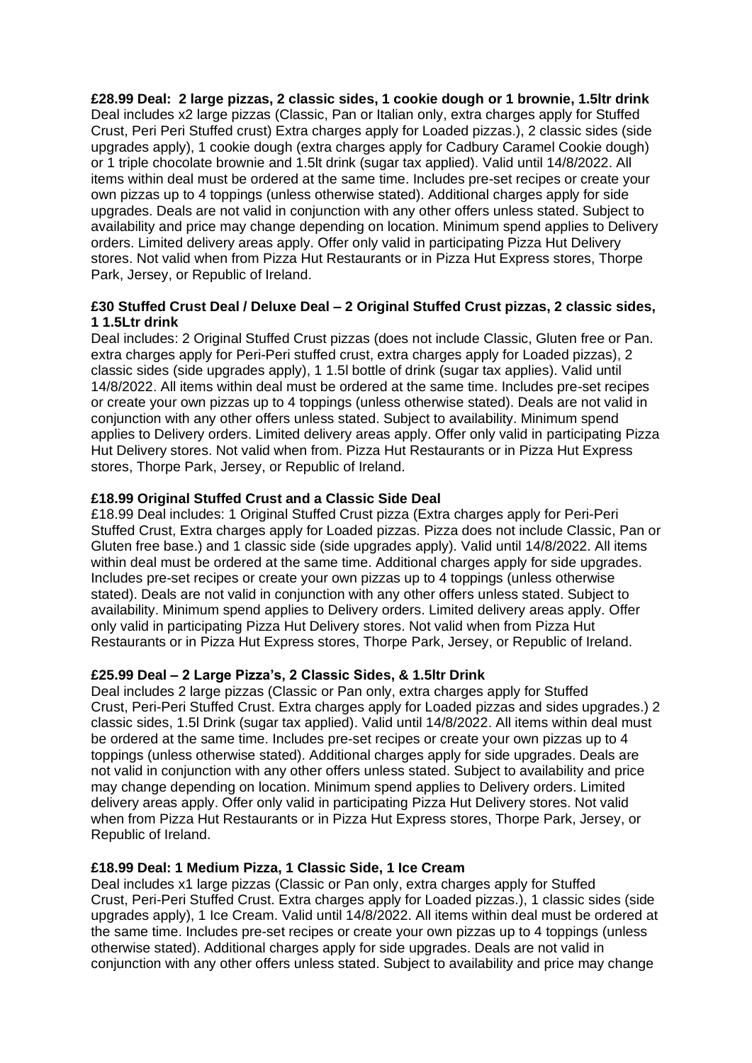**£28.99 Deal: 2 large pizzas, 2 classic sides, 1 cookie dough or 1 brownie, 1.5ltr drink**
Deal includes x2 large pizzas (Classic, Pan or Italian only, extra charges apply for Stuffed Crust, Peri Peri Stuffed crust) Extra charges apply for Loaded pizzas.), 2 classic sides (side upgrades apply), 1 cookie dough (extra charges apply for Cadbury Caramel Cookie dough) or 1 triple chocolate brownie and 1.5lt drink (sugar tax applied). Valid until 14/8/2022. All items within deal must be ordered at the same time. Includes pre-set recipes or create your own pizzas up to 4 toppings (unless otherwise stated). Additional charges apply for side upgrades. Deals are not valid in conjunction with any other offers unless stated. Subject to availability and price may change depending on location. Minimum spend applies to Delivery orders. Limited delivery areas apply. Offer only valid in participating Pizza Hut Delivery stores. Not valid when from Pizza Hut Restaurants or in Pizza Hut Express stores, Thorpe Park, Jersey, or Republic of Ireland.

**£30 Stuffed Crust Deal / Deluxe Deal – 2 Original Stuffed Crust pizzas, 2 classic sides, 1 1.5Ltr drink**
Deal includes: 2 Original Stuffed Crust pizzas (does not include Classic, Gluten free or Pan. extra charges apply for Peri-Peri stuffed crust, extra charges apply for Loaded pizzas), 2 classic sides (side upgrades apply), 1 1.5l bottle of drink (sugar tax applies). Valid until 14/8/2022. All items within deal must be ordered at the same time. Includes pre-set recipes or create your own pizzas up to 4 toppings (unless otherwise stated). Deals are not valid in conjunction with any other offers unless stated. Subject to availability. Minimum spend applies to Delivery orders. Limited delivery areas apply. Offer only valid in participating Pizza Hut Delivery stores. Not valid when from. Pizza Hut Restaurants or in Pizza Hut Express stores, Thorpe Park, Jersey, or Republic of Ireland.

**£18.99 Original Stuffed Crust and a Classic Side Deal**
£18.99 Deal includes: 1 Original Stuffed Crust pizza (Extra charges apply for Peri-Peri Stuffed Crust, Extra charges apply for Loaded pizzas. Pizza does not include Classic, Pan or Gluten free base.) and 1 classic side (side upgrades apply). Valid until 14/8/2022. All items within deal must be ordered at the same time. Additional charges apply for side upgrades. Includes pre-set recipes or create your own pizzas up to 4 toppings (unless otherwise stated). Deals are not valid in conjunction with any other offers unless stated. Subject to availability. Minimum spend applies to Delivery orders. Limited delivery areas apply. Offer only valid in participating Pizza Hut Delivery stores. Not valid when from Pizza Hut Restaurants or in Pizza Hut Express stores, Thorpe Park, Jersey, or Republic of Ireland.

**£25.99 Deal – 2 Large Pizza's, 2 Classic Sides, & 1.5ltr Drink**
Deal includes 2 large pizzas (Classic or Pan only, extra charges apply for Stuffed Crust, Peri-Peri Stuffed Crust. Extra charges apply for Loaded pizzas and sides upgrades.) 2 classic sides, 1.5l Drink (sugar tax applied). Valid until 14/8/2022. All items within deal must be ordered at the same time. Includes pre-set recipes or create your own pizzas up to 4 toppings (unless otherwise stated). Additional charges apply for side upgrades. Deals are not valid in conjunction with any other offers unless stated. Subject to availability and price may change depending on location. Minimum spend applies to Delivery orders. Limited delivery areas apply. Offer only valid in participating Pizza Hut Delivery stores. Not valid when from Pizza Hut Restaurants or in Pizza Hut Express stores, Thorpe Park, Jersey, or Republic of Ireland.

**£18.99 Deal: 1 Medium Pizza, 1 Classic Side, 1 Ice Cream**
Deal includes x1 large pizzas (Classic or Pan only, extra charges apply for Stuffed Crust, Peri-Peri Stuffed Crust. Extra charges apply for Loaded pizzas.), 1 classic sides (side upgrades apply), 1 Ice Cream. Valid until 14/8/2022. All items within deal must be ordered at the same time. Includes pre-set recipes or create your own pizzas up to 4 toppings (unless otherwise stated). Additional charges apply for side upgrades. Deals are not valid in conjunction with any other offers unless stated. Subject to availability and price may change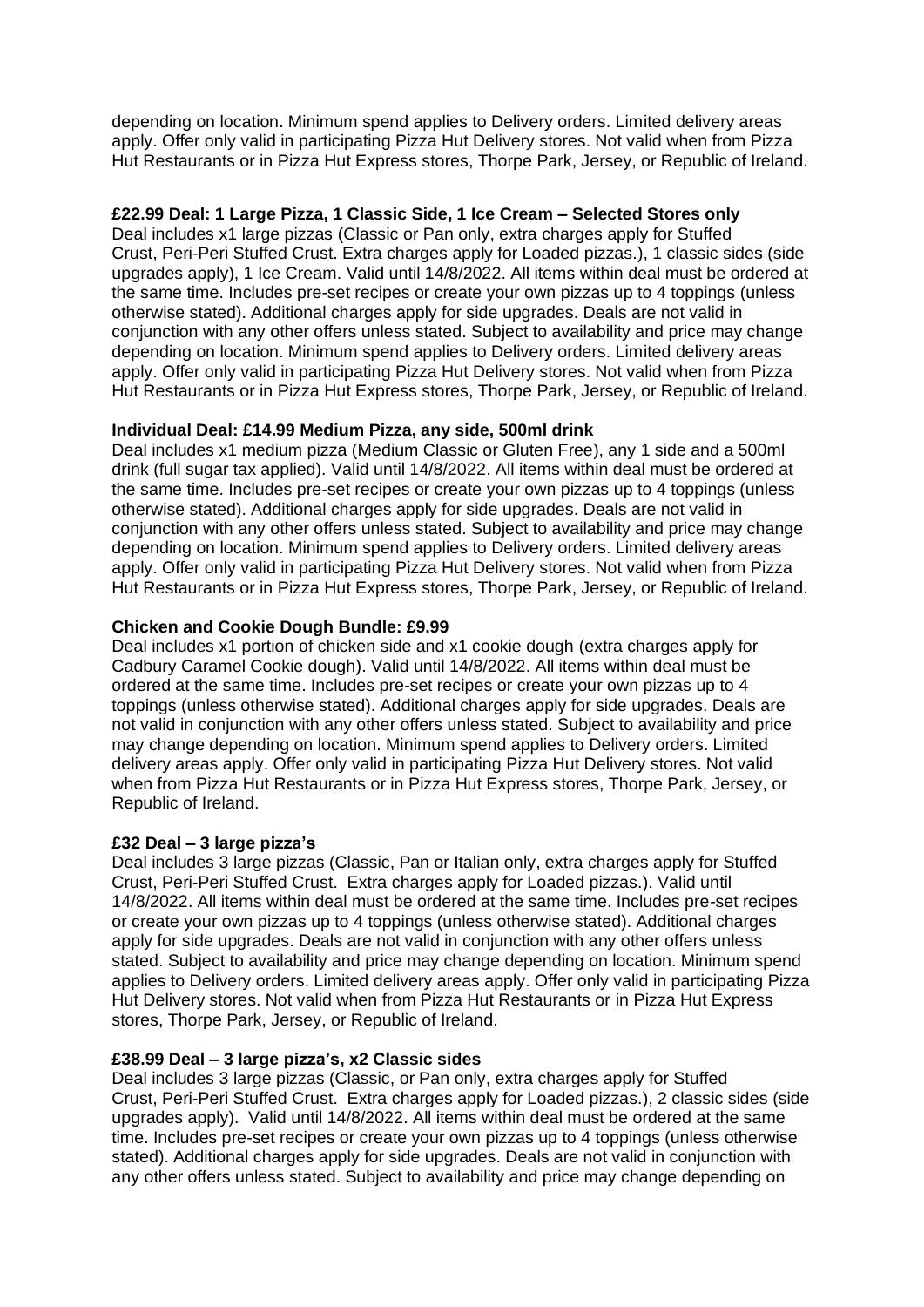depending on location. Minimum spend applies to Delivery orders. Limited delivery areas apply. Offer only valid in participating Pizza Hut Delivery stores. Not valid when from Pizza Hut Restaurants or in Pizza Hut Express stores, Thorpe Park, Jersey, or Republic of Ireland.

**£22.99 Deal: 1 Large Pizza, 1 Classic Side, 1 Ice Cream – Selected Stores only**
Deal includes x1 large pizzas (Classic or Pan only, extra charges apply for Stuffed Crust, Peri-Peri Stuffed Crust. Extra charges apply for Loaded pizzas.), 1 classic sides (side upgrades apply), 1 Ice Cream. Valid until 14/8/2022. All items within deal must be ordered at the same time. Includes pre-set recipes or create your own pizzas up to 4 toppings (unless otherwise stated). Additional charges apply for side upgrades. Deals are not valid in conjunction with any other offers unless stated. Subject to availability and price may change depending on location. Minimum spend applies to Delivery orders. Limited delivery areas apply. Offer only valid in participating Pizza Hut Delivery stores. Not valid when from Pizza Hut Restaurants or in Pizza Hut Express stores, Thorpe Park, Jersey, or Republic of Ireland.

**Individual Deal: £14.99 Medium Pizza, any side, 500ml drink**
Deal includes x1 medium pizza (Medium Classic or Gluten Free), any 1 side and a 500ml drink (full sugar tax applied). Valid until 14/8/2022. All items within deal must be ordered at the same time. Includes pre-set recipes or create your own pizzas up to 4 toppings (unless otherwise stated). Additional charges apply for side upgrades. Deals are not valid in conjunction with any other offers unless stated. Subject to availability and price may change depending on location. Minimum spend applies to Delivery orders. Limited delivery areas apply. Offer only valid in participating Pizza Hut Delivery stores. Not valid when from Pizza Hut Restaurants or in Pizza Hut Express stores, Thorpe Park, Jersey, or Republic of Ireland.

**Chicken and Cookie Dough Bundle: £9.99**
Deal includes x1 portion of chicken side and x1 cookie dough (extra charges apply for Cadbury Caramel Cookie dough). Valid until 14/8/2022. All items within deal must be ordered at the same time. Includes pre-set recipes or create your own pizzas up to 4 toppings (unless otherwise stated). Additional charges apply for side upgrades. Deals are not valid in conjunction with any other offers unless stated. Subject to availability and price may change depending on location. Minimum spend applies to Delivery orders. Limited delivery areas apply. Offer only valid in participating Pizza Hut Delivery stores. Not valid when from Pizza Hut Restaurants or in Pizza Hut Express stores, Thorpe Park, Jersey, or Republic of Ireland.

**£32 Deal – 3 large pizza's**
Deal includes 3 large pizzas (Classic, Pan or Italian only, extra charges apply for Stuffed Crust, Peri-Peri Stuffed Crust. Extra charges apply for Loaded pizzas.). Valid until 14/8/2022. All items within deal must be ordered at the same time. Includes pre-set recipes or create your own pizzas up to 4 toppings (unless otherwise stated). Additional charges apply for side upgrades. Deals are not valid in conjunction with any other offers unless stated. Subject to availability and price may change depending on location. Minimum spend applies to Delivery orders. Limited delivery areas apply. Offer only valid in participating Pizza Hut Delivery stores. Not valid when from Pizza Hut Restaurants or in Pizza Hut Express stores, Thorpe Park, Jersey, or Republic of Ireland.

**£38.99 Deal – 3 large pizza's, x2 Classic sides**
Deal includes 3 large pizzas (Classic, or Pan only, extra charges apply for Stuffed Crust, Peri-Peri Stuffed Crust. Extra charges apply for Loaded pizzas.), 2 classic sides (side upgrades apply). Valid until 14/8/2022. All items within deal must be ordered at the same time. Includes pre-set recipes or create your own pizzas up to 4 toppings (unless otherwise stated). Additional charges apply for side upgrades. Deals are not valid in conjunction with any other offers unless stated. Subject to availability and price may change depending on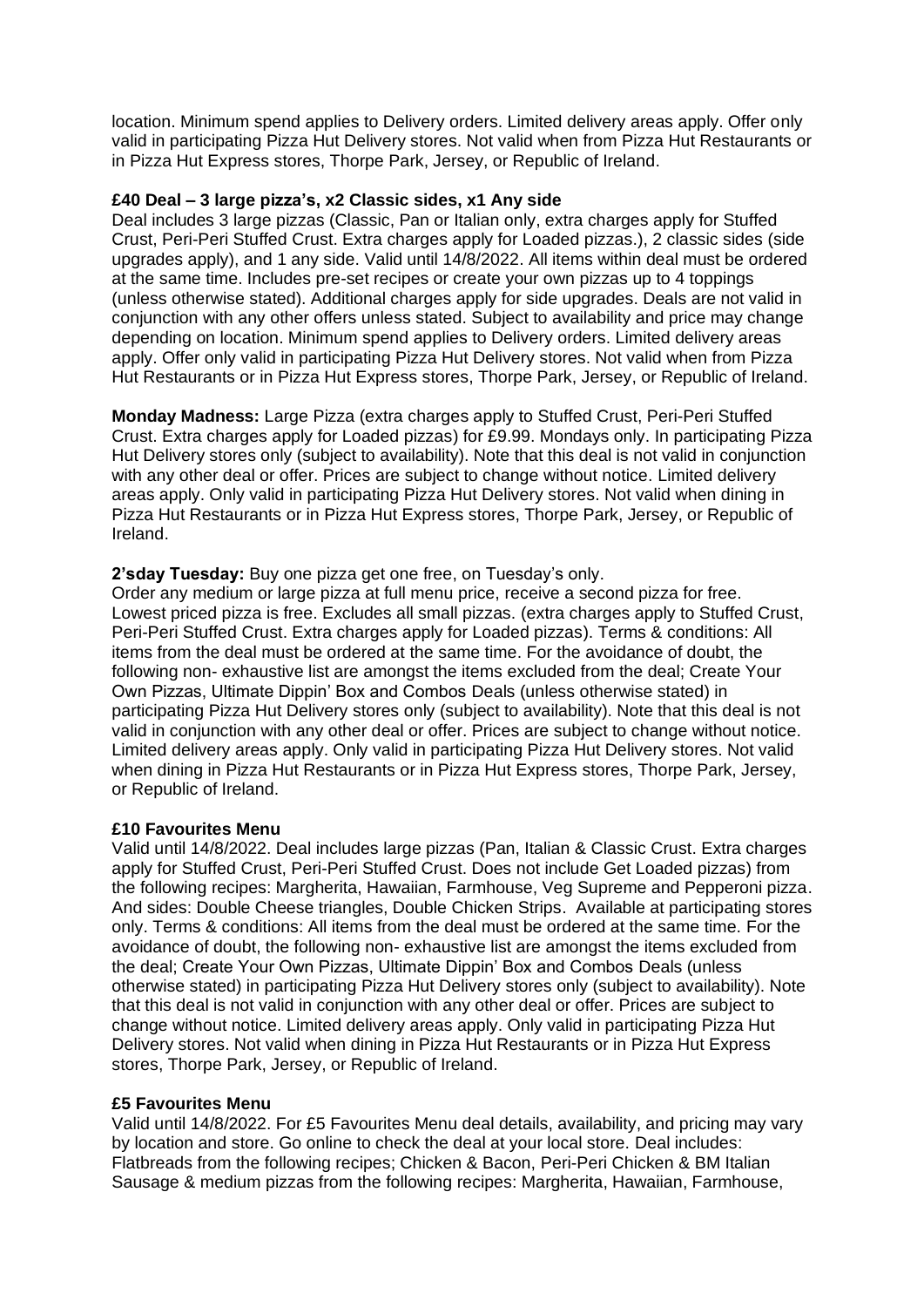location. Minimum spend applies to Delivery orders. Limited delivery areas apply. Offer only valid in participating Pizza Hut Delivery stores. Not valid when from Pizza Hut Restaurants or in Pizza Hut Express stores, Thorpe Park, Jersey, or Republic of Ireland.

**£40 Deal – 3 large pizza's, x2 Classic sides, x1 Any side**

Deal includes 3 large pizzas (Classic, Pan or Italian only, extra charges apply for Stuffed Crust, Peri-Peri Stuffed Crust. Extra charges apply for Loaded pizzas.), 2 classic sides (side upgrades apply), and 1 any side. Valid until 14/8/2022. All items within deal must be ordered at the same time. Includes pre-set recipes or create your own pizzas up to 4 toppings (unless otherwise stated). Additional charges apply for side upgrades. Deals are not valid in conjunction with any other offers unless stated. Subject to availability and price may change depending on location. Minimum spend applies to Delivery orders. Limited delivery areas apply. Offer only valid in participating Pizza Hut Delivery stores. Not valid when from Pizza Hut Restaurants or in Pizza Hut Express stores, Thorpe Park, Jersey, or Republic of Ireland.

**Monday Madness:** Large Pizza (extra charges apply to Stuffed Crust, Peri-Peri Stuffed Crust. Extra charges apply for Loaded pizzas) for £9.99. Mondays only. In participating Pizza Hut Delivery stores only (subject to availability). Note that this deal is not valid in conjunction with any other deal or offer. Prices are subject to change without notice. Limited delivery areas apply. Only valid in participating Pizza Hut Delivery stores. Not valid when dining in Pizza Hut Restaurants or in Pizza Hut Express stores, Thorpe Park, Jersey, or Republic of Ireland.

**2'sday Tuesday:** Buy one pizza get one free, on Tuesday's only.

Order any medium or large pizza at full menu price, receive a second pizza for free. Lowest priced pizza is free. Excludes all small pizzas. (extra charges apply to Stuffed Crust, Peri-Peri Stuffed Crust. Extra charges apply for Loaded pizzas). Terms & conditions: All items from the deal must be ordered at the same time. For the avoidance of doubt, the following non- exhaustive list are amongst the items excluded from the deal; Create Your Own Pizzas, Ultimate Dippin' Box and Combos Deals (unless otherwise stated) in participating Pizza Hut Delivery stores only (subject to availability). Note that this deal is not valid in conjunction with any other deal or offer. Prices are subject to change without notice. Limited delivery areas apply. Only valid in participating Pizza Hut Delivery stores. Not valid when dining in Pizza Hut Restaurants or in Pizza Hut Express stores, Thorpe Park, Jersey, or Republic of Ireland.

**£10 Favourites Menu**

Valid until 14/8/2022. Deal includes large pizzas (Pan, Italian & Classic Crust. Extra charges apply for Stuffed Crust, Peri-Peri Stuffed Crust. Does not include Get Loaded pizzas) from the following recipes: Margherita, Hawaiian, Farmhouse, Veg Supreme and Pepperoni pizza. And sides: Double Cheese triangles, Double Chicken Strips. Available at participating stores only. Terms & conditions: All items from the deal must be ordered at the same time. For the avoidance of doubt, the following non- exhaustive list are amongst the items excluded from the deal; Create Your Own Pizzas, Ultimate Dippin' Box and Combos Deals (unless otherwise stated) in participating Pizza Hut Delivery stores only (subject to availability). Note that this deal is not valid in conjunction with any other deal or offer. Prices are subject to change without notice. Limited delivery areas apply. Only valid in participating Pizza Hut Delivery stores. Not valid when dining in Pizza Hut Restaurants or in Pizza Hut Express stores, Thorpe Park, Jersey, or Republic of Ireland.

**£5 Favourites Menu**

Valid until 14/8/2022. For £5 Favourites Menu deal details, availability, and pricing may vary by location and store. Go online to check the deal at your local store. Deal includes: Flatbreads from the following recipes; Chicken & Bacon, Peri-Peri Chicken & BM Italian Sausage & medium pizzas from the following recipes: Margherita, Hawaiian, Farmhouse,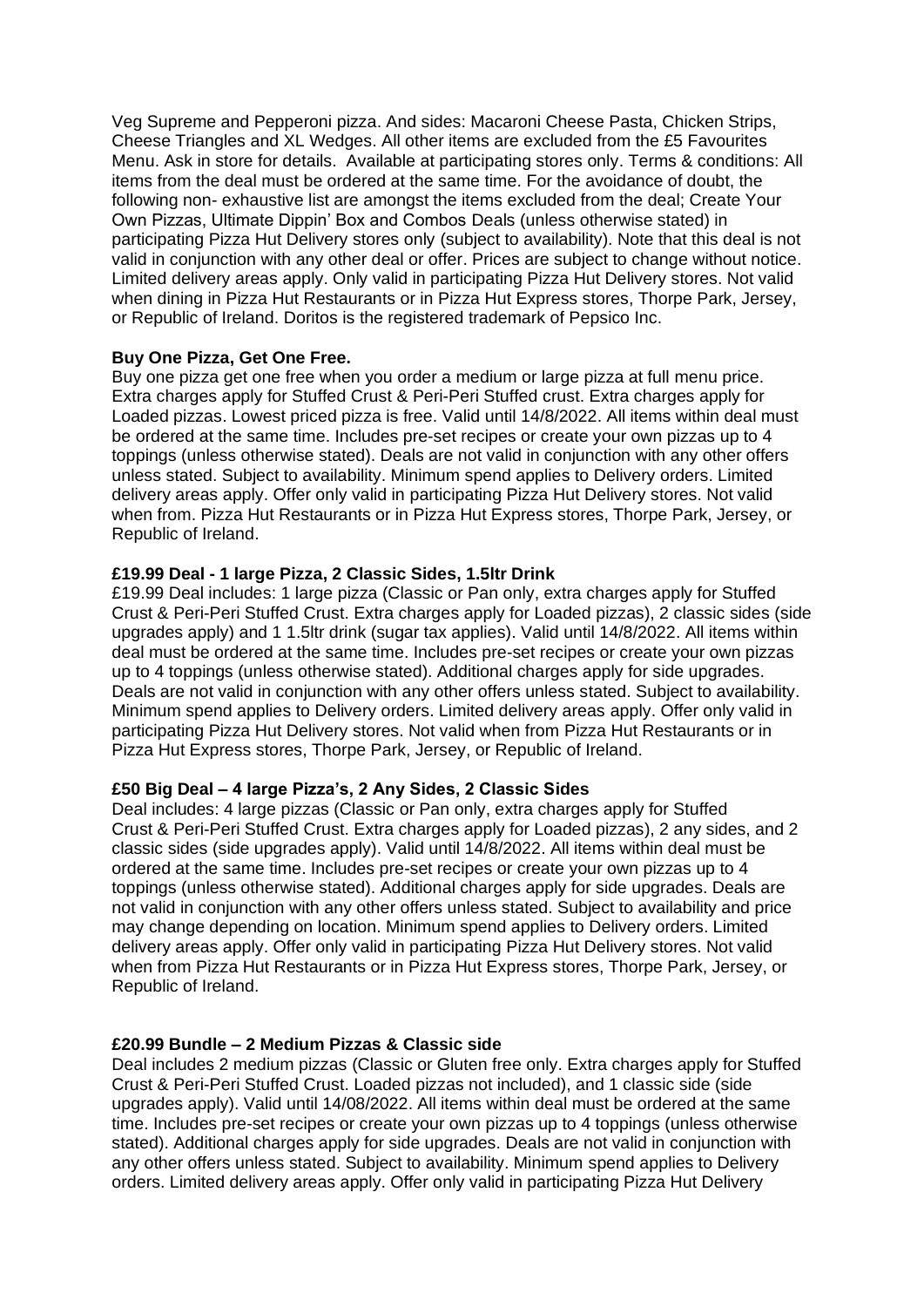Veg Supreme and Pepperoni pizza. And sides: Macaroni Cheese Pasta, Chicken Strips, Cheese Triangles and XL Wedges. All other items are excluded from the £5 Favourites Menu. Ask in store for details. Available at participating stores only. Terms & conditions: All items from the deal must be ordered at the same time. For the avoidance of doubt, the following non- exhaustive list are amongst the items excluded from the deal; Create Your Own Pizzas, Ultimate Dippin' Box and Combos Deals (unless otherwise stated) in participating Pizza Hut Delivery stores only (subject to availability). Note that this deal is not valid in conjunction with any other deal or offer. Prices are subject to change without notice. Limited delivery areas apply. Only valid in participating Pizza Hut Delivery stores. Not valid when dining in Pizza Hut Restaurants or in Pizza Hut Express stores, Thorpe Park, Jersey, or Republic of Ireland. Doritos is the registered trademark of Pepsico Inc.

**Buy One Pizza, Get One Free.**

Buy one pizza get one free when you order a medium or large pizza at full menu price. Extra charges apply for Stuffed Crust & Peri-Peri Stuffed crust. Extra charges apply for Loaded pizzas. Lowest priced pizza is free. Valid until 14/8/2022. All items within deal must be ordered at the same time. Includes pre-set recipes or create your own pizzas up to 4 toppings (unless otherwise stated). Deals are not valid in conjunction with any other offers unless stated. Subject to availability. Minimum spend applies to Delivery orders. Limited delivery areas apply. Offer only valid in participating Pizza Hut Delivery stores. Not valid when from. Pizza Hut Restaurants or in Pizza Hut Express stores, Thorpe Park, Jersey, or Republic of Ireland.

**£19.99 Deal - 1 large Pizza, 2 Classic Sides, 1.5ltr Drink**

£19.99 Deal includes: 1 large pizza (Classic or Pan only, extra charges apply for Stuffed Crust & Peri-Peri Stuffed Crust. Extra charges apply for Loaded pizzas), 2 classic sides (side upgrades apply) and 1 1.5ltr drink (sugar tax applies). Valid until 14/8/2022. All items within deal must be ordered at the same time. Includes pre-set recipes or create your own pizzas up to 4 toppings (unless otherwise stated). Additional charges apply for side upgrades. Deals are not valid in conjunction with any other offers unless stated. Subject to availability. Minimum spend applies to Delivery orders. Limited delivery areas apply. Offer only valid in participating Pizza Hut Delivery stores. Not valid when from Pizza Hut Restaurants or in Pizza Hut Express stores, Thorpe Park, Jersey, or Republic of Ireland.

**£50 Big Deal – 4 large Pizza's, 2 Any Sides, 2 Classic Sides**

Deal includes: 4 large pizzas (Classic or Pan only, extra charges apply for Stuffed Crust & Peri-Peri Stuffed Crust. Extra charges apply for Loaded pizzas), 2 any sides, and 2 classic sides (side upgrades apply). Valid until 14/8/2022. All items within deal must be ordered at the same time. Includes pre-set recipes or create your own pizzas up to 4 toppings (unless otherwise stated). Additional charges apply for side upgrades. Deals are not valid in conjunction with any other offers unless stated. Subject to availability and price may change depending on location. Minimum spend applies to Delivery orders. Limited delivery areas apply. Offer only valid in participating Pizza Hut Delivery stores. Not valid when from Pizza Hut Restaurants or in Pizza Hut Express stores, Thorpe Park, Jersey, or Republic of Ireland.

**£20.99 Bundle – 2 Medium Pizzas & Classic side**

Deal includes 2 medium pizzas (Classic or Gluten free only. Extra charges apply for Stuffed Crust & Peri-Peri Stuffed Crust. Loaded pizzas not included), and 1 classic side (side upgrades apply). Valid until 14/08/2022. All items within deal must be ordered at the same time. Includes pre-set recipes or create your own pizzas up to 4 toppings (unless otherwise stated). Additional charges apply for side upgrades. Deals are not valid in conjunction with any other offers unless stated. Subject to availability. Minimum spend applies to Delivery orders. Limited delivery areas apply. Offer only valid in participating Pizza Hut Delivery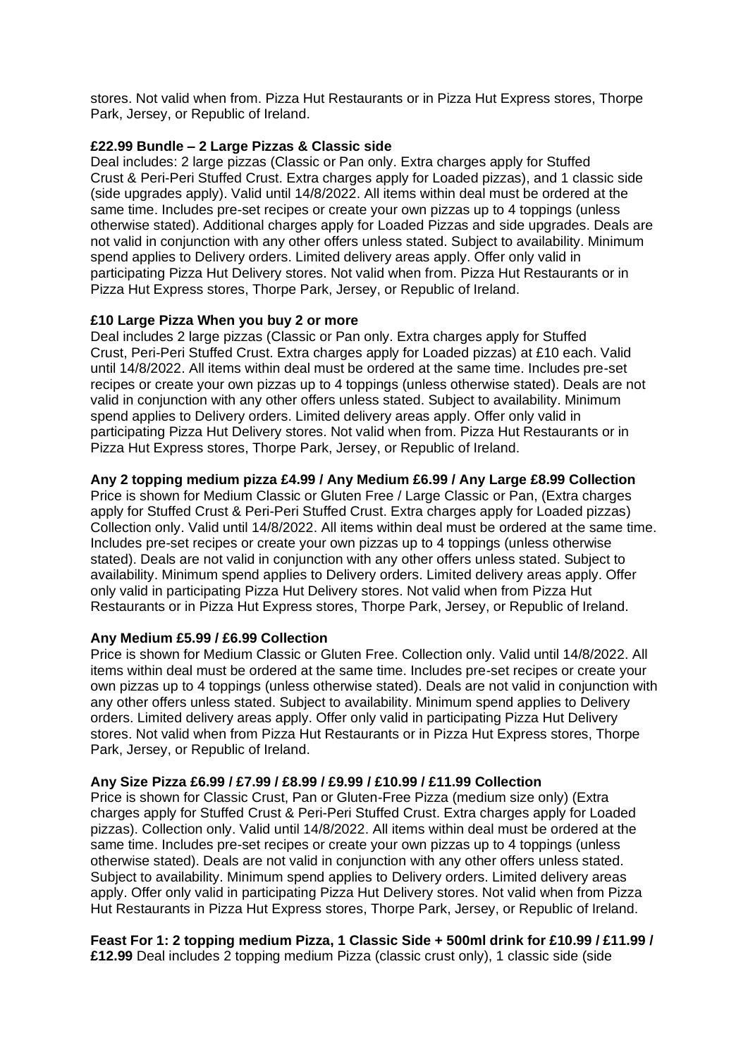stores. Not valid when from. Pizza Hut Restaurants or in Pizza Hut Express stores, Thorpe Park, Jersey, or Republic of Ireland.

**£22.99 Bundle – 2 Large Pizzas & Classic side**
Deal includes: 2 large pizzas (Classic or Pan only. Extra charges apply for Stuffed Crust & Peri-Peri Stuffed Crust. Extra charges apply for Loaded pizzas), and 1 classic side (side upgrades apply). Valid until 14/8/2022. All items within deal must be ordered at the same time. Includes pre-set recipes or create your own pizzas up to 4 toppings (unless otherwise stated). Additional charges apply for Loaded Pizzas and side upgrades. Deals are not valid in conjunction with any other offers unless stated. Subject to availability. Minimum spend applies to Delivery orders. Limited delivery areas apply. Offer only valid in participating Pizza Hut Delivery stores. Not valid when from. Pizza Hut Restaurants or in Pizza Hut Express stores, Thorpe Park, Jersey, or Republic of Ireland.

**£10 Large Pizza When you buy 2 or more**
Deal includes 2 large pizzas (Classic or Pan only. Extra charges apply for Stuffed Crust, Peri-Peri Stuffed Crust. Extra charges apply for Loaded pizzas) at £10 each. Valid until 14/8/2022. All items within deal must be ordered at the same time. Includes pre-set recipes or create your own pizzas up to 4 toppings (unless otherwise stated). Deals are not valid in conjunction with any other offers unless stated. Subject to availability. Minimum spend applies to Delivery orders. Limited delivery areas apply. Offer only valid in participating Pizza Hut Delivery stores. Not valid when from. Pizza Hut Restaurants or in Pizza Hut Express stores, Thorpe Park, Jersey, or Republic of Ireland.

**Any 2 topping medium pizza £4.99 / Any Medium £6.99 / Any Large £8.99 Collection**
Price is shown for Medium Classic or Gluten Free / Large Classic or Pan, (Extra charges apply for Stuffed Crust & Peri-Peri Stuffed Crust. Extra charges apply for Loaded pizzas) Collection only. Valid until 14/8/2022. All items within deal must be ordered at the same time. Includes pre-set recipes or create your own pizzas up to 4 toppings (unless otherwise stated). Deals are not valid in conjunction with any other offers unless stated. Subject to availability. Minimum spend applies to Delivery orders. Limited delivery areas apply. Offer only valid in participating Pizza Hut Delivery stores. Not valid when from Pizza Hut Restaurants or in Pizza Hut Express stores, Thorpe Park, Jersey, or Republic of Ireland.

**Any Medium £5.99 / £6.99 Collection**
Price is shown for Medium Classic or Gluten Free. Collection only. Valid until 14/8/2022. All items within deal must be ordered at the same time. Includes pre-set recipes or create your own pizzas up to 4 toppings (unless otherwise stated). Deals are not valid in conjunction with any other offers unless stated. Subject to availability. Minimum spend applies to Delivery orders. Limited delivery areas apply. Offer only valid in participating Pizza Hut Delivery stores. Not valid when from Pizza Hut Restaurants or in Pizza Hut Express stores, Thorpe Park, Jersey, or Republic of Ireland.

**Any Size Pizza £6.99 / £7.99 / £8.99 / £9.99 / £10.99 / £11.99 Collection**
Price is shown for Classic Crust, Pan or Gluten-Free Pizza (medium size only) (Extra charges apply for Stuffed Crust & Peri-Peri Stuffed Crust. Extra charges apply for Loaded pizzas). Collection only. Valid until 14/8/2022. All items within deal must be ordered at the same time. Includes pre-set recipes or create your own pizzas up to 4 toppings (unless otherwise stated). Deals are not valid in conjunction with any other offers unless stated. Subject to availability. Minimum spend applies to Delivery orders. Limited delivery areas apply. Offer only valid in participating Pizza Hut Delivery stores. Not valid when from Pizza Hut Restaurants in Pizza Hut Express stores, Thorpe Park, Jersey, or Republic of Ireland.

**Feast For 1: 2 topping medium Pizza, 1 Classic Side + 500ml drink for £10.99 / £11.99 / £12.99** Deal includes 2 topping medium Pizza (classic crust only), 1 classic side (side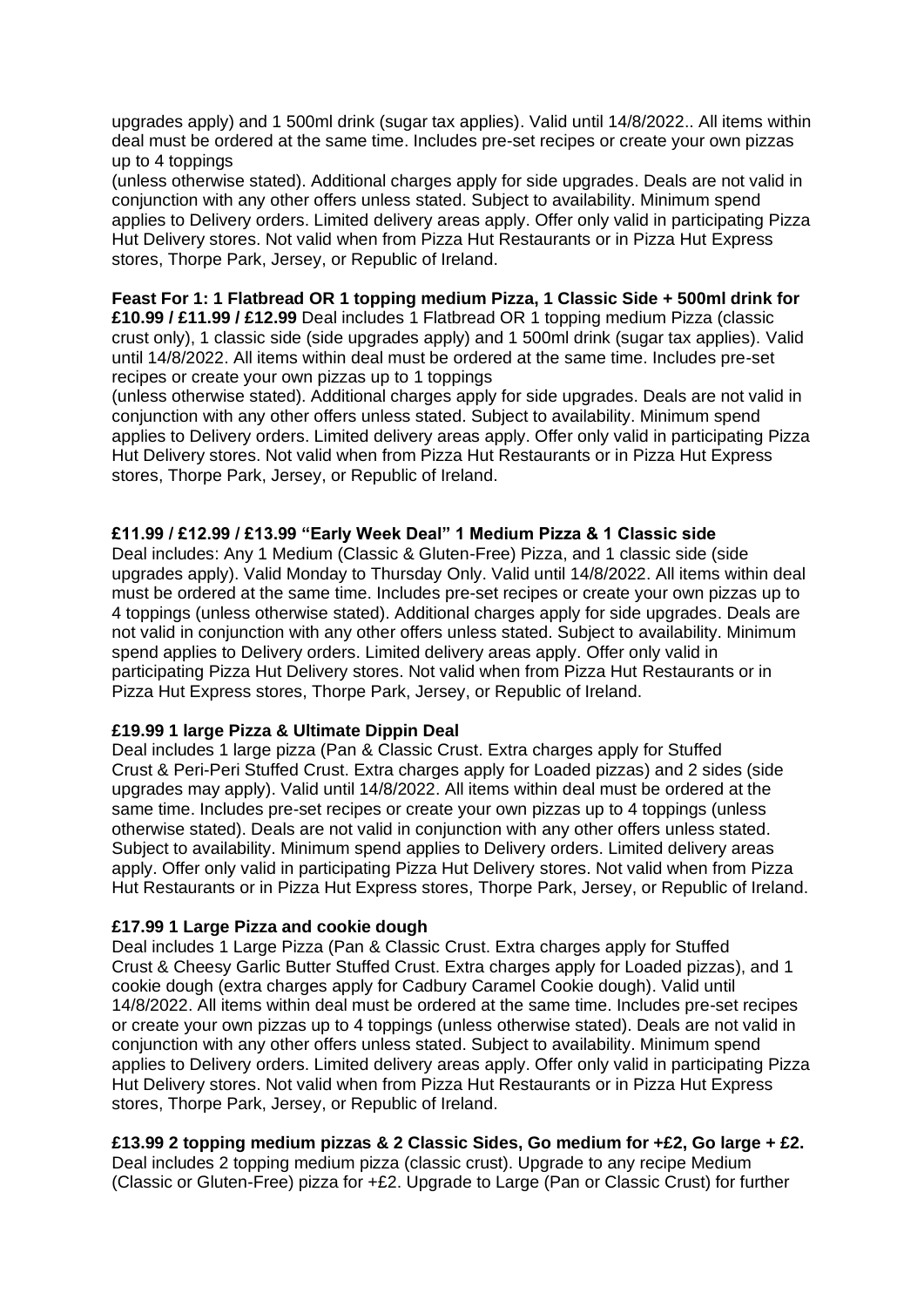upgrades apply) and 1 500ml drink (sugar tax applies). Valid until 14/8/2022.. All items within deal must be ordered at the same time. Includes pre-set recipes or create your own pizzas up to 4 toppings
(unless otherwise stated). Additional charges apply for side upgrades. Deals are not valid in conjunction with any other offers unless stated. Subject to availability. Minimum spend applies to Delivery orders. Limited delivery areas apply. Offer only valid in participating Pizza Hut Delivery stores. Not valid when from Pizza Hut Restaurants or in Pizza Hut Express stores, Thorpe Park, Jersey, or Republic of Ireland.

**Feast For 1: 1 Flatbread OR 1 topping medium Pizza, 1 Classic Side + 500ml drink for £10.99 / £11.99 / £12.99** Deal includes 1 Flatbread OR 1 topping medium Pizza (classic crust only), 1 classic side (side upgrades apply) and 1 500ml drink (sugar tax applies). Valid until 14/8/2022. All items within deal must be ordered at the same time. Includes pre-set recipes or create your own pizzas up to 1 toppings
(unless otherwise stated). Additional charges apply for side upgrades. Deals are not valid in conjunction with any other offers unless stated. Subject to availability. Minimum spend applies to Delivery orders. Limited delivery areas apply. Offer only valid in participating Pizza Hut Delivery stores. Not valid when from Pizza Hut Restaurants or in Pizza Hut Express stores, Thorpe Park, Jersey, or Republic of Ireland.

**£11.99 / £12.99 / £13.99 "Early Week Deal" 1 Medium Pizza & 1 Classic side**
Deal includes: Any 1 Medium (Classic & Gluten-Free) Pizza, and 1 classic side (side upgrades apply). Valid Monday to Thursday Only. Valid until 14/8/2022. All items within deal must be ordered at the same time. Includes pre-set recipes or create your own pizzas up to 4 toppings (unless otherwise stated). Additional charges apply for side upgrades. Deals are not valid in conjunction with any other offers unless stated. Subject to availability. Minimum spend applies to Delivery orders. Limited delivery areas apply. Offer only valid in participating Pizza Hut Delivery stores. Not valid when from Pizza Hut Restaurants or in Pizza Hut Express stores, Thorpe Park, Jersey, or Republic of Ireland.

**£19.99 1 large Pizza & Ultimate Dippin Deal**
Deal includes 1 large pizza (Pan & Classic Crust. Extra charges apply for Stuffed Crust & Peri-Peri Stuffed Crust. Extra charges apply for Loaded pizzas) and 2 sides (side upgrades may apply). Valid until 14/8/2022. All items within deal must be ordered at the same time. Includes pre-set recipes or create your own pizzas up to 4 toppings (unless otherwise stated). Deals are not valid in conjunction with any other offers unless stated. Subject to availability. Minimum spend applies to Delivery orders. Limited delivery areas apply. Offer only valid in participating Pizza Hut Delivery stores. Not valid when from Pizza Hut Restaurants or in Pizza Hut Express stores, Thorpe Park, Jersey, or Republic of Ireland.

**£17.99 1 Large Pizza and cookie dough**
Deal includes 1 Large Pizza (Pan & Classic Crust. Extra charges apply for Stuffed Crust & Cheesy Garlic Butter Stuffed Crust. Extra charges apply for Loaded pizzas), and 1 cookie dough (extra charges apply for Cadbury Caramel Cookie dough). Valid until 14/8/2022. All items within deal must be ordered at the same time. Includes pre-set recipes or create your own pizzas up to 4 toppings (unless otherwise stated). Deals are not valid in conjunction with any other offers unless stated. Subject to availability. Minimum spend applies to Delivery orders. Limited delivery areas apply. Offer only valid in participating Pizza Hut Delivery stores. Not valid when from Pizza Hut Restaurants or in Pizza Hut Express stores, Thorpe Park, Jersey, or Republic of Ireland.

**£13.99 2 topping medium pizzas & 2 Classic Sides, Go medium for +£2, Go large + £2.**
Deal includes 2 topping medium pizza (classic crust). Upgrade to any recipe Medium (Classic or Gluten-Free) pizza for +£2. Upgrade to Large (Pan or Classic Crust) for further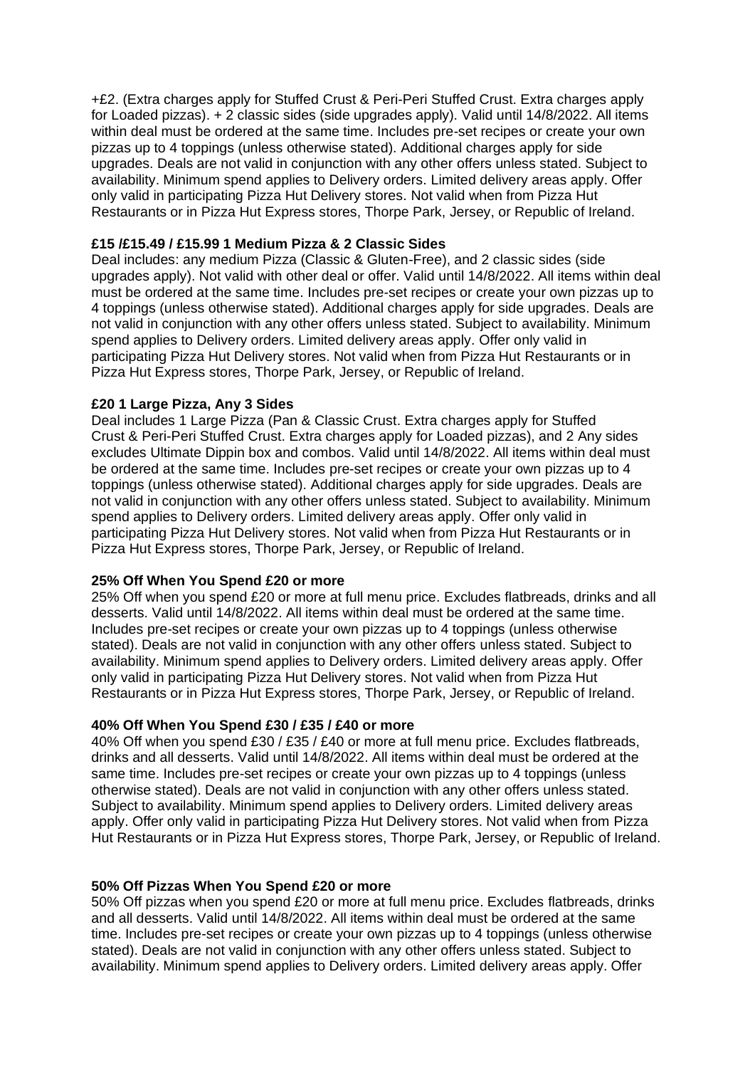+£2. (Extra charges apply for Stuffed Crust & Peri-Peri Stuffed Crust. Extra charges apply for Loaded pizzas). + 2 classic sides (side upgrades apply). Valid until 14/8/2022. All items within deal must be ordered at the same time. Includes pre-set recipes or create your own pizzas up to 4 toppings (unless otherwise stated). Additional charges apply for side upgrades. Deals are not valid in conjunction with any other offers unless stated. Subject to availability. Minimum spend applies to Delivery orders. Limited delivery areas apply. Offer only valid in participating Pizza Hut Delivery stores. Not valid when from Pizza Hut Restaurants or in Pizza Hut Express stores, Thorpe Park, Jersey, or Republic of Ireland.

**£15 /£15.49 / £15.99 1 Medium Pizza & 2 Classic Sides**

Deal includes: any medium Pizza (Classic & Gluten-Free), and 2 classic sides (side upgrades apply). Not valid with other deal or offer. Valid until 14/8/2022. All items within deal must be ordered at the same time. Includes pre-set recipes or create your own pizzas up to 4 toppings (unless otherwise stated). Additional charges apply for side upgrades. Deals are not valid in conjunction with any other offers unless stated. Subject to availability. Minimum spend applies to Delivery orders. Limited delivery areas apply. Offer only valid in participating Pizza Hut Delivery stores. Not valid when from Pizza Hut Restaurants or in Pizza Hut Express stores, Thorpe Park, Jersey, or Republic of Ireland.

**£20 1 Large Pizza, Any 3 Sides**

Deal includes 1 Large Pizza (Pan & Classic Crust. Extra charges apply for Stuffed Crust & Peri-Peri Stuffed Crust. Extra charges apply for Loaded pizzas), and 2 Any sides excludes Ultimate Dippin box and combos. Valid until 14/8/2022. All items within deal must be ordered at the same time. Includes pre-set recipes or create your own pizzas up to 4 toppings (unless otherwise stated). Additional charges apply for side upgrades. Deals are not valid in conjunction with any other offers unless stated. Subject to availability. Minimum spend applies to Delivery orders. Limited delivery areas apply. Offer only valid in participating Pizza Hut Delivery stores. Not valid when from Pizza Hut Restaurants or in Pizza Hut Express stores, Thorpe Park, Jersey, or Republic of Ireland.

**25% Off When You Spend £20 or more**

25% Off when you spend £20 or more at full menu price. Excludes flatbreads, drinks and all desserts. Valid until 14/8/2022. All items within deal must be ordered at the same time. Includes pre-set recipes or create your own pizzas up to 4 toppings (unless otherwise stated). Deals are not valid in conjunction with any other offers unless stated. Subject to availability. Minimum spend applies to Delivery orders. Limited delivery areas apply. Offer only valid in participating Pizza Hut Delivery stores. Not valid when from Pizza Hut Restaurants or in Pizza Hut Express stores, Thorpe Park, Jersey, or Republic of Ireland.

**40% Off When You Spend £30 / £35 / £40 or more**

40% Off when you spend £30 / £35 / £40 or more at full menu price. Excludes flatbreads, drinks and all desserts. Valid until 14/8/2022. All items within deal must be ordered at the same time. Includes pre-set recipes or create your own pizzas up to 4 toppings (unless otherwise stated). Deals are not valid in conjunction with any other offers unless stated. Subject to availability. Minimum spend applies to Delivery orders. Limited delivery areas apply. Offer only valid in participating Pizza Hut Delivery stores. Not valid when from Pizza Hut Restaurants or in Pizza Hut Express stores, Thorpe Park, Jersey, or Republic of Ireland.

**50% Off Pizzas When You Spend £20 or more**

50% Off pizzas when you spend £20 or more at full menu price. Excludes flatbreads, drinks and all desserts. Valid until 14/8/2022. All items within deal must be ordered at the same time. Includes pre-set recipes or create your own pizzas up to 4 toppings (unless otherwise stated). Deals are not valid in conjunction with any other offers unless stated. Subject to availability. Minimum spend applies to Delivery orders. Limited delivery areas apply. Offer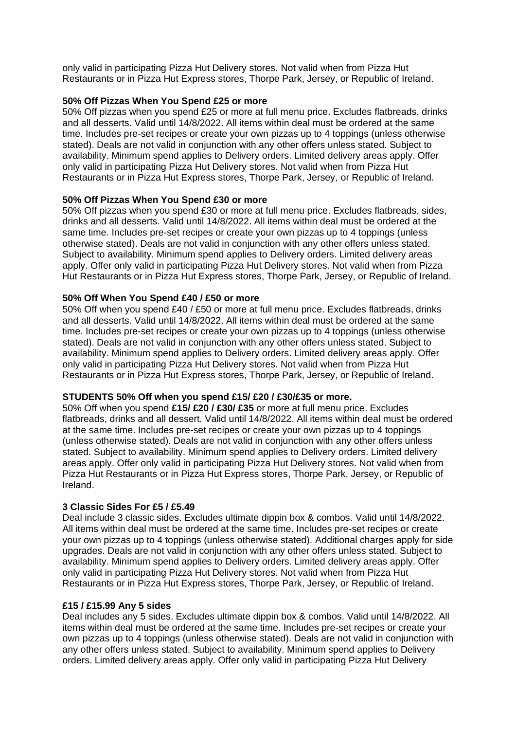only valid in participating Pizza Hut Delivery stores. Not valid when from Pizza Hut Restaurants or in Pizza Hut Express stores, Thorpe Park, Jersey, or Republic of Ireland.

**50% Off Pizzas When You Spend £25 or more**

50% Off pizzas when you spend £25 or more at full menu price. Excludes flatbreads, drinks and all desserts. Valid until 14/8/2022. All items within deal must be ordered at the same time. Includes pre-set recipes or create your own pizzas up to 4 toppings (unless otherwise stated). Deals are not valid in conjunction with any other offers unless stated. Subject to availability. Minimum spend applies to Delivery orders. Limited delivery areas apply. Offer only valid in participating Pizza Hut Delivery stores. Not valid when from Pizza Hut Restaurants or in Pizza Hut Express stores, Thorpe Park, Jersey, or Republic of Ireland.

**50% Off Pizzas When You Spend £30 or more**

50% Off pizzas when you spend £30 or more at full menu price. Excludes flatbreads, sides, drinks and all desserts. Valid until 14/8/2022. All items within deal must be ordered at the same time. Includes pre-set recipes or create your own pizzas up to 4 toppings (unless otherwise stated). Deals are not valid in conjunction with any other offers unless stated. Subject to availability. Minimum spend applies to Delivery orders. Limited delivery areas apply. Offer only valid in participating Pizza Hut Delivery stores. Not valid when from Pizza Hut Restaurants or in Pizza Hut Express stores, Thorpe Park, Jersey, or Republic of Ireland.

**50% Off When You Spend £40 / £50 or more**

50% Off when you spend £40 / £50 or more at full menu price. Excludes flatbreads, drinks and all desserts. Valid until 14/8/2022. All items within deal must be ordered at the same time. Includes pre-set recipes or create your own pizzas up to 4 toppings (unless otherwise stated). Deals are not valid in conjunction with any other offers unless stated. Subject to availability. Minimum spend applies to Delivery orders. Limited delivery areas apply. Offer only valid in participating Pizza Hut Delivery stores. Not valid when from Pizza Hut Restaurants or in Pizza Hut Express stores, Thorpe Park, Jersey, or Republic of Ireland.

**STUDENTS 50% Off when you spend £15/ £20 / £30/£35 or more.**

50% Off when you spend **£15/ £20 / £30/ £35** or more at full menu price. Excludes flatbreads, drinks and all dessert. Valid until 14/8/2022. All items within deal must be ordered at the same time. Includes pre-set recipes or create your own pizzas up to 4 toppings (unless otherwise stated). Deals are not valid in conjunction with any other offers unless stated. Subject to availability. Minimum spend applies to Delivery orders. Limited delivery areas apply. Offer only valid in participating Pizza Hut Delivery stores. Not valid when from Pizza Hut Restaurants or in Pizza Hut Express stores, Thorpe Park, Jersey, or Republic of Ireland.

**3 Classic Sides For £5 / £5.49**

Deal include 3 classic sides. Excludes ultimate dippin box & combos. Valid until 14/8/2022. All items within deal must be ordered at the same time. Includes pre-set recipes or create your own pizzas up to 4 toppings (unless otherwise stated). Additional charges apply for side upgrades. Deals are not valid in conjunction with any other offers unless stated. Subject to availability. Minimum spend applies to Delivery orders. Limited delivery areas apply. Offer only valid in participating Pizza Hut Delivery stores. Not valid when from Pizza Hut Restaurants or in Pizza Hut Express stores, Thorpe Park, Jersey, or Republic of Ireland.

**£15 / £15.99 Any 5 sides**

Deal includes any 5 sides. Excludes ultimate dippin box & combos. Valid until 14/8/2022. All items within deal must be ordered at the same time. Includes pre-set recipes or create your own pizzas up to 4 toppings (unless otherwise stated). Deals are not valid in conjunction with any other offers unless stated. Subject to availability. Minimum spend applies to Delivery orders. Limited delivery areas apply. Offer only valid in participating Pizza Hut Delivery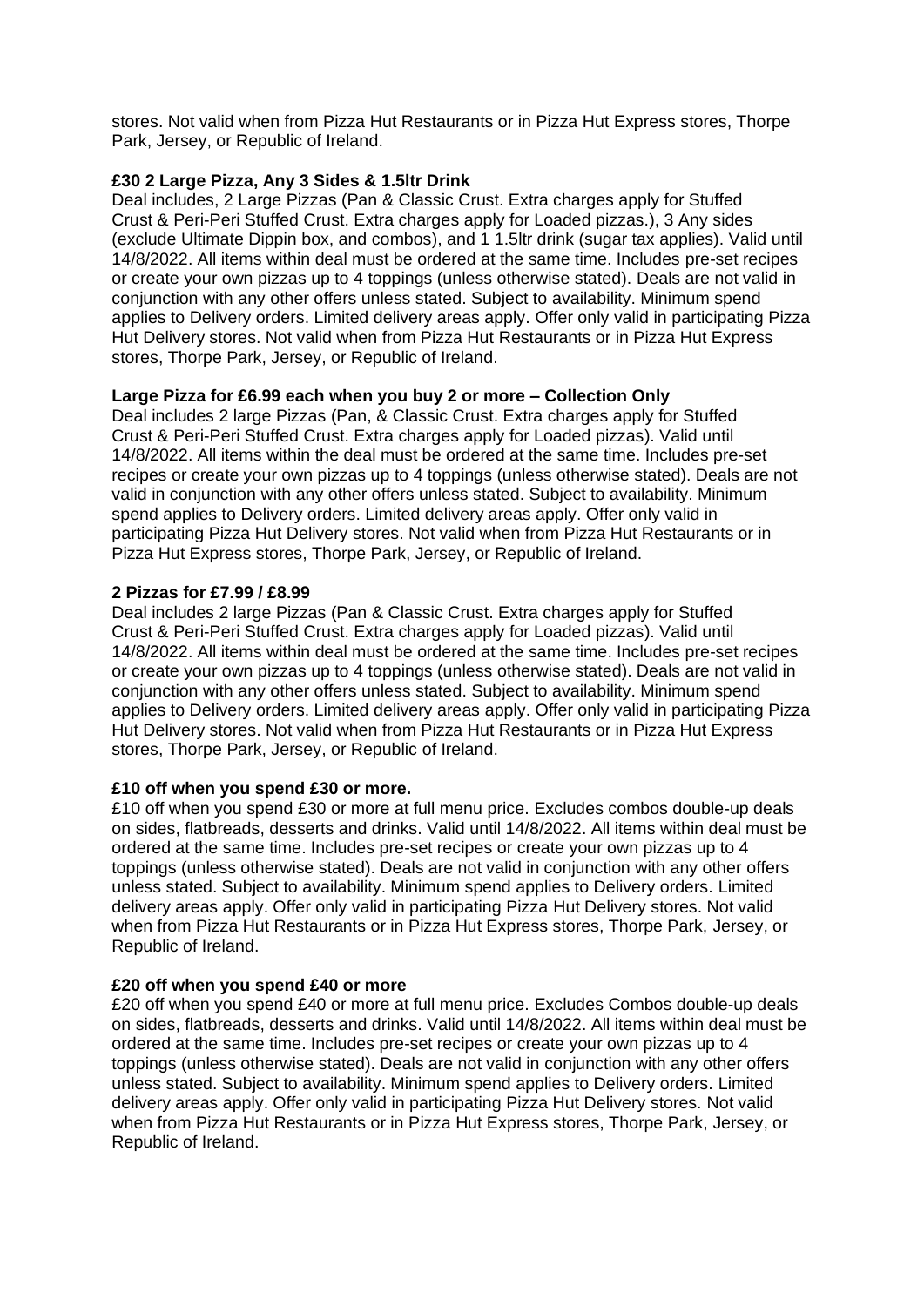stores. Not valid when from Pizza Hut Restaurants or in Pizza Hut Express stores, Thorpe Park, Jersey, or Republic of Ireland.

**£30 2 Large Pizza, Any 3 Sides & 1.5ltr Drink**

Deal includes, 2 Large Pizzas (Pan & Classic Crust. Extra charges apply for Stuffed Crust & Peri-Peri Stuffed Crust. Extra charges apply for Loaded pizzas.), 3 Any sides (exclude Ultimate Dippin box, and combos), and 1 1.5ltr drink (sugar tax applies). Valid until 14/8/2022. All items within deal must be ordered at the same time. Includes pre-set recipes or create your own pizzas up to 4 toppings (unless otherwise stated). Deals are not valid in conjunction with any other offers unless stated. Subject to availability. Minimum spend applies to Delivery orders. Limited delivery areas apply. Offer only valid in participating Pizza Hut Delivery stores. Not valid when from Pizza Hut Restaurants or in Pizza Hut Express stores, Thorpe Park, Jersey, or Republic of Ireland.

**Large Pizza for £6.99 each when you buy 2 or more – Collection Only**

Deal includes 2 large Pizzas (Pan, & Classic Crust. Extra charges apply for Stuffed Crust & Peri-Peri Stuffed Crust. Extra charges apply for Loaded pizzas). Valid until 14/8/2022. All items within the deal must be ordered at the same time. Includes pre-set recipes or create your own pizzas up to 4 toppings (unless otherwise stated). Deals are not valid in conjunction with any other offers unless stated. Subject to availability. Minimum spend applies to Delivery orders. Limited delivery areas apply. Offer only valid in participating Pizza Hut Delivery stores. Not valid when from Pizza Hut Restaurants or in Pizza Hut Express stores, Thorpe Park, Jersey, or Republic of Ireland.

**2 Pizzas for £7.99 / £8.99**

Deal includes 2 large Pizzas (Pan & Classic Crust. Extra charges apply for Stuffed Crust & Peri-Peri Stuffed Crust. Extra charges apply for Loaded pizzas). Valid until 14/8/2022. All items within deal must be ordered at the same time. Includes pre-set recipes or create your own pizzas up to 4 toppings (unless otherwise stated). Deals are not valid in conjunction with any other offers unless stated. Subject to availability. Minimum spend applies to Delivery orders. Limited delivery areas apply. Offer only valid in participating Pizza Hut Delivery stores. Not valid when from Pizza Hut Restaurants or in Pizza Hut Express stores, Thorpe Park, Jersey, or Republic of Ireland.

**£10 off when you spend £30 or more.**

£10 off when you spend £30 or more at full menu price. Excludes combos double-up deals on sides, flatbreads, desserts and drinks. Valid until 14/8/2022. All items within deal must be ordered at the same time. Includes pre-set recipes or create your own pizzas up to 4 toppings (unless otherwise stated). Deals are not valid in conjunction with any other offers unless stated. Subject to availability. Minimum spend applies to Delivery orders. Limited delivery areas apply. Offer only valid in participating Pizza Hut Delivery stores. Not valid when from Pizza Hut Restaurants or in Pizza Hut Express stores, Thorpe Park, Jersey, or Republic of Ireland.

**£20 off when you spend £40 or more**

£20 off when you spend £40 or more at full menu price. Excludes Combos double-up deals on sides, flatbreads, desserts and drinks. Valid until 14/8/2022. All items within deal must be ordered at the same time. Includes pre-set recipes or create your own pizzas up to 4 toppings (unless otherwise stated). Deals are not valid in conjunction with any other offers unless stated. Subject to availability. Minimum spend applies to Delivery orders. Limited delivery areas apply. Offer only valid in participating Pizza Hut Delivery stores. Not valid when from Pizza Hut Restaurants or in Pizza Hut Express stores, Thorpe Park, Jersey, or Republic of Ireland.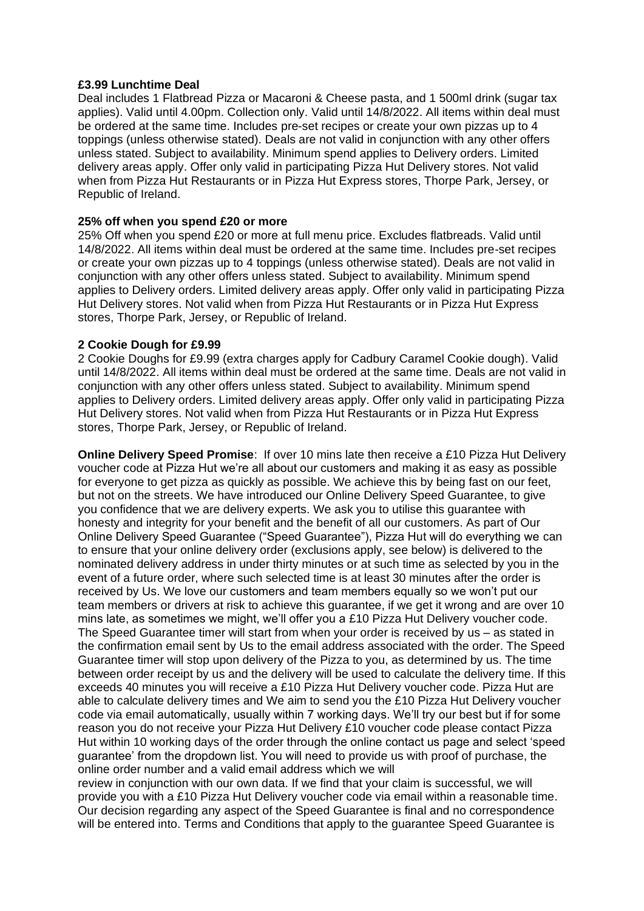**£3.99 Lunchtime Deal**

Deal includes 1 Flatbread Pizza or Macaroni & Cheese pasta, and 1 500ml drink (sugar tax applies). Valid until 4.00pm. Collection only. Valid until 14/8/2022. All items within deal must be ordered at the same time. Includes pre-set recipes or create your own pizzas up to 4 toppings (unless otherwise stated). Deals are not valid in conjunction with any other offers unless stated. Subject to availability. Minimum spend applies to Delivery orders. Limited delivery areas apply. Offer only valid in participating Pizza Hut Delivery stores. Not valid when from Pizza Hut Restaurants or in Pizza Hut Express stores, Thorpe Park, Jersey, or Republic of Ireland.

**25% off when you spend £20 or more**

25% Off when you spend £20 or more at full menu price. Excludes flatbreads. Valid until 14/8/2022. All items within deal must be ordered at the same time. Includes pre-set recipes or create your own pizzas up to 4 toppings (unless otherwise stated). Deals are not valid in conjunction with any other offers unless stated. Subject to availability. Minimum spend applies to Delivery orders. Limited delivery areas apply. Offer only valid in participating Pizza Hut Delivery stores. Not valid when from Pizza Hut Restaurants or in Pizza Hut Express stores, Thorpe Park, Jersey, or Republic of Ireland.

**2 Cookie Dough for £9.99**

2 Cookie Doughs for £9.99 (extra charges apply for Cadbury Caramel Cookie dough). Valid until 14/8/2022. All items within deal must be ordered at the same time. Deals are not valid in conjunction with any other offers unless stated. Subject to availability. Minimum spend applies to Delivery orders. Limited delivery areas apply. Offer only valid in participating Pizza Hut Delivery stores. Not valid when from Pizza Hut Restaurants or in Pizza Hut Express stores, Thorpe Park, Jersey, or Republic of Ireland.

**Online Delivery Speed Promise**: If over 10 mins late then receive a £10 Pizza Hut Delivery voucher code at Pizza Hut we're all about our customers and making it as easy as possible for everyone to get pizza as quickly as possible. We achieve this by being fast on our feet, but not on the streets. We have introduced our Online Delivery Speed Guarantee, to give you confidence that we are delivery experts. We ask you to utilise this guarantee with honesty and integrity for your benefit and the benefit of all our customers. As part of Our Online Delivery Speed Guarantee ("Speed Guarantee"), Pizza Hut will do everything we can to ensure that your online delivery order (exclusions apply, see below) is delivered to the nominated delivery address in under thirty minutes or at such time as selected by you in the event of a future order, where such selected time is at least 30 minutes after the order is received by Us. We love our customers and team members equally so we won't put our team members or drivers at risk to achieve this guarantee, if we get it wrong and are over 10 mins late, as sometimes we might, we'll offer you a £10 Pizza Hut Delivery voucher code. The Speed Guarantee timer will start from when your order is received by us – as stated in the confirmation email sent by Us to the email address associated with the order. The Speed Guarantee timer will stop upon delivery of the Pizza to you, as determined by us. The time between order receipt by us and the delivery will be used to calculate the delivery time. If this exceeds 40 minutes you will receive a £10 Pizza Hut Delivery voucher code. Pizza Hut are able to calculate delivery times and We aim to send you the £10 Pizza Hut Delivery voucher code via email automatically, usually within 7 working days. We'll try our best but if for some reason you do not receive your Pizza Hut Delivery £10 voucher code please contact Pizza Hut within 10 working days of the order through the online contact us page and select 'speed guarantee' from the dropdown list. You will need to provide us with proof of purchase, the online order number and a valid email address which we will review in conjunction with our own data. If we find that your claim is successful, we will provide you with a £10 Pizza Hut Delivery voucher code via email within a reasonable time. Our decision regarding any aspect of the Speed Guarantee is final and no correspondence will be entered into. Terms and Conditions that apply to the guarantee Speed Guarantee is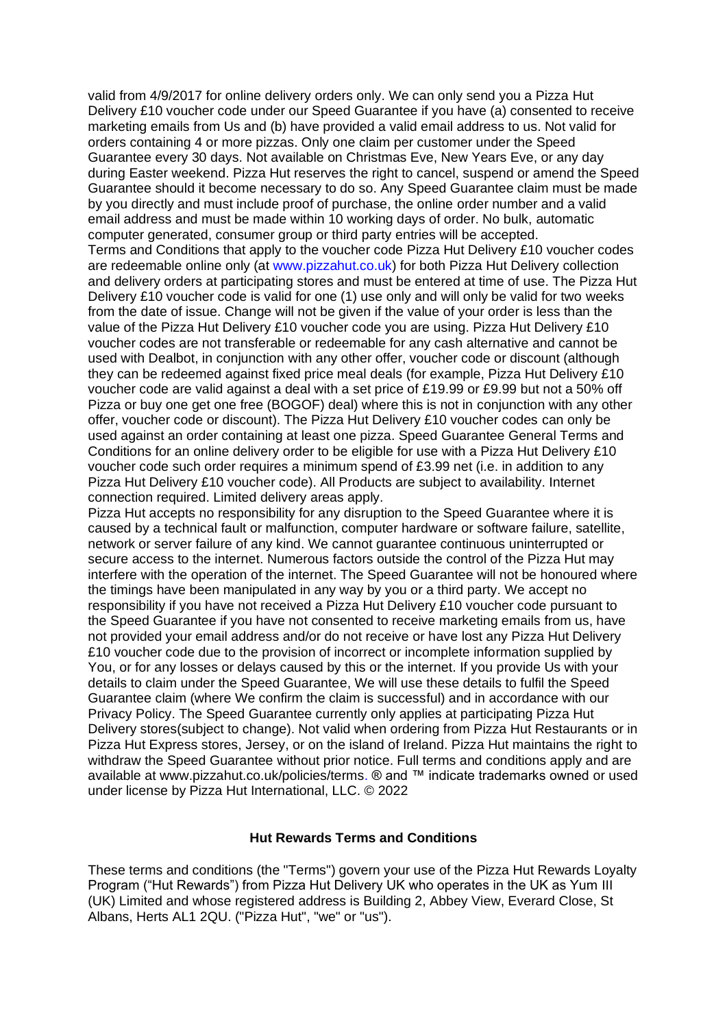valid from 4/9/2017 for online delivery orders only. We can only send you a Pizza Hut Delivery £10 voucher code under our Speed Guarantee if you have (a) consented to receive marketing emails from Us and (b) have provided a valid email address to us. Not valid for orders containing 4 or more pizzas. Only one claim per customer under the Speed Guarantee every 30 days. Not available on Christmas Eve, New Years Eve, or any day during Easter weekend. Pizza Hut reserves the right to cancel, suspend or amend the Speed Guarantee should it become necessary to do so. Any Speed Guarantee claim must be made by you directly and must include proof of purchase, the online order number and a valid email address and must be made within 10 working days of order. No bulk, automatic computer generated, consumer group or third party entries will be accepted.

Terms and Conditions that apply to the voucher code Pizza Hut Delivery £10 voucher codes are redeemable online only (at www.pizzahut.co.uk) for both Pizza Hut Delivery collection and delivery orders at participating stores and must be entered at time of use. The Pizza Hut Delivery £10 voucher code is valid for one (1) use only and will only be valid for two weeks from the date of issue. Change will not be given if the value of your order is less than the value of the Pizza Hut Delivery £10 voucher code you are using. Pizza Hut Delivery £10 voucher codes are not transferable or redeemable for any cash alternative and cannot be used with Dealbot, in conjunction with any other offer, voucher code or discount (although they can be redeemed against fixed price meal deals (for example, Pizza Hut Delivery £10 voucher code are valid against a deal with a set price of £19.99 or £9.99 but not a 50% off Pizza or buy one get one free (BOGOF) deal) where this is not in conjunction with any other offer, voucher code or discount). The Pizza Hut Delivery £10 voucher codes can only be used against an order containing at least one pizza. Speed Guarantee General Terms and Conditions for an online delivery order to be eligible for use with a Pizza Hut Delivery £10 voucher code such order requires a minimum spend of £3.99 net (i.e. in addition to any Pizza Hut Delivery £10 voucher code). All Products are subject to availability. Internet connection required. Limited delivery areas apply.

Pizza Hut accepts no responsibility for any disruption to the Speed Guarantee where it is caused by a technical fault or malfunction, computer hardware or software failure, satellite, network or server failure of any kind. We cannot guarantee continuous uninterrupted or secure access to the internet. Numerous factors outside the control of the Pizza Hut may interfere with the operation of the internet. The Speed Guarantee will not be honoured where the timings have been manipulated in any way by you or a third party. We accept no responsibility if you have not received a Pizza Hut Delivery £10 voucher code pursuant to the Speed Guarantee if you have not consented to receive marketing emails from us, have not provided your email address and/or do not receive or have lost any Pizza Hut Delivery £10 voucher code due to the provision of incorrect or incomplete information supplied by You, or for any losses or delays caused by this or the internet. If you provide Us with your details to claim under the Speed Guarantee, We will use these details to fulfil the Speed Guarantee claim (where We confirm the claim is successful) and in accordance with our Privacy Policy. The Speed Guarantee currently only applies at participating Pizza Hut Delivery stores(subject to change). Not valid when ordering from Pizza Hut Restaurants or in Pizza Hut Express stores, Jersey, or on the island of Ireland. Pizza Hut maintains the right to withdraw the Speed Guarantee without prior notice. Full terms and conditions apply and are available at www.pizzahut.co.uk/policies/terms. ® and ™ indicate trademarks owned or used under license by Pizza Hut International, LLC. © 2022

## Hut Rewards Terms and Conditions

These terms and conditions (the "Terms") govern your use of the Pizza Hut Rewards Loyalty Program ("Hut Rewards") from Pizza Hut Delivery UK who operates in the UK as Yum III (UK) Limited and whose registered address is Building 2, Abbey View, Everard Close, St Albans, Herts AL1 2QU. ("Pizza Hut", "we" or "us").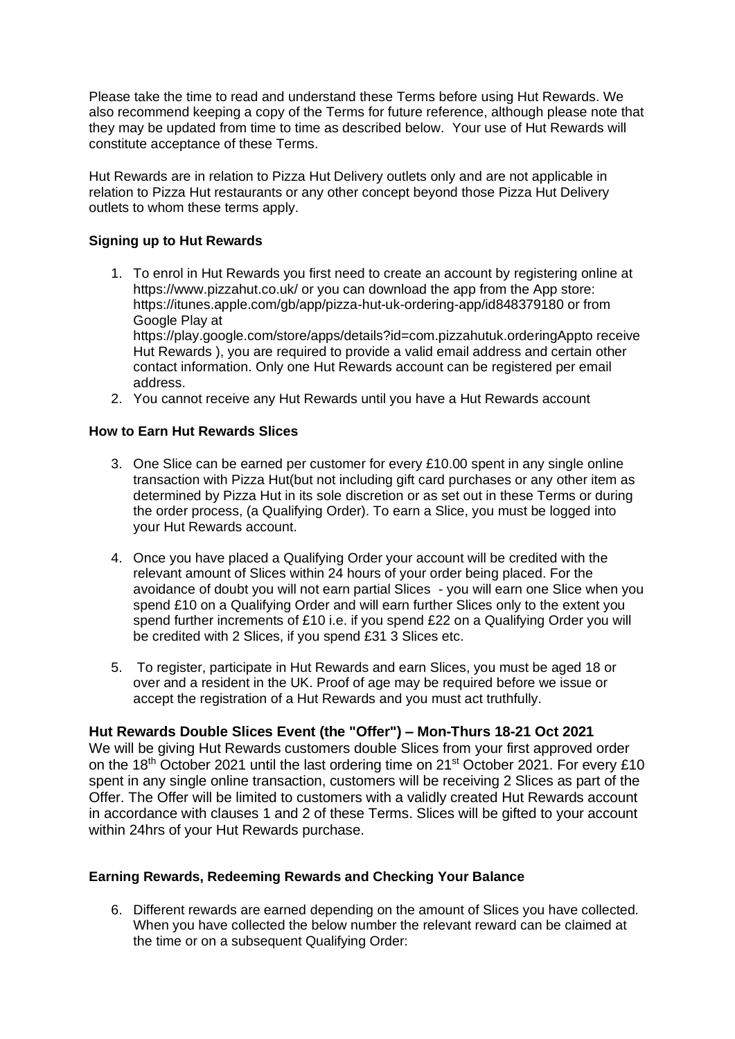Please take the time to read and understand these Terms before using Hut Rewards. We also recommend keeping a copy of the Terms for future reference, although please note that they may be updated from time to time as described below. Your use of Hut Rewards will constitute acceptance of these Terms.

Hut Rewards are in relation to Pizza Hut Delivery outlets only and are not applicable in relation to Pizza Hut restaurants or any other concept beyond those Pizza Hut Delivery outlets to whom these terms apply.

**Signing up to Hut Rewards**

1. To enrol in Hut Rewards you first need to create an account by registering online at https://www.pizzahut.co.uk/ or you can download the app from the App store: https://itunes.apple.com/gb/app/pizza-hut-uk-ordering-app/id848379180 or from Google Play at https://play.google.com/store/apps/details?id=com.pizzahutuk.orderingAppto receive Hut Rewards ), you are required to provide a valid email address and certain other contact information. Only one Hut Rewards account can be registered per email address.
2. You cannot receive any Hut Rewards until you have a Hut Rewards account

**How to Earn Hut Rewards Slices**

3. One Slice can be earned per customer for every £10.00 spent in any single online transaction with Pizza Hut(but not including gift card purchases or any other item as determined by Pizza Hut in its sole discretion or as set out in these Terms or during the order process, (a Qualifying Order). To earn a Slice, you must be logged into your Hut Rewards account.

4. Once you have placed a Qualifying Order your account will be credited with the relevant amount of Slices within 24 hours of your order being placed. For the avoidance of doubt you will not earn partial Slices - you will earn one Slice when you spend £10 on a Qualifying Order and will earn further Slices only to the extent you spend further increments of £10 i.e. if you spend £22 on a Qualifying Order you will be credited with 2 Slices, if you spend £31 3 Slices etc.

5. To register, participate in Hut Rewards and earn Slices, you must be aged 18 or over and a resident in the UK. Proof of age may be required before we issue or accept the registration of a Hut Rewards and you must act truthfully.

**Hut Rewards Double Slices Event (the "Offer") – Mon-Thurs 18-21 Oct 2021**

We will be giving Hut Rewards customers double Slices from your first approved order on the 18th October 2021 until the last ordering time on 21st October 2021. For every £10 spent in any single online transaction, customers will be receiving 2 Slices as part of the Offer. The Offer will be limited to customers with a validly created Hut Rewards account in accordance with clauses 1 and 2 of these Terms. Slices will be gifted to your account within 24hrs of your Hut Rewards purchase.

**Earning Rewards, Redeeming Rewards and Checking Your Balance**

6. Different rewards are earned depending on the amount of Slices you have collected. When you have collected the below number the relevant reward can be claimed at the time or on a subsequent Qualifying Order: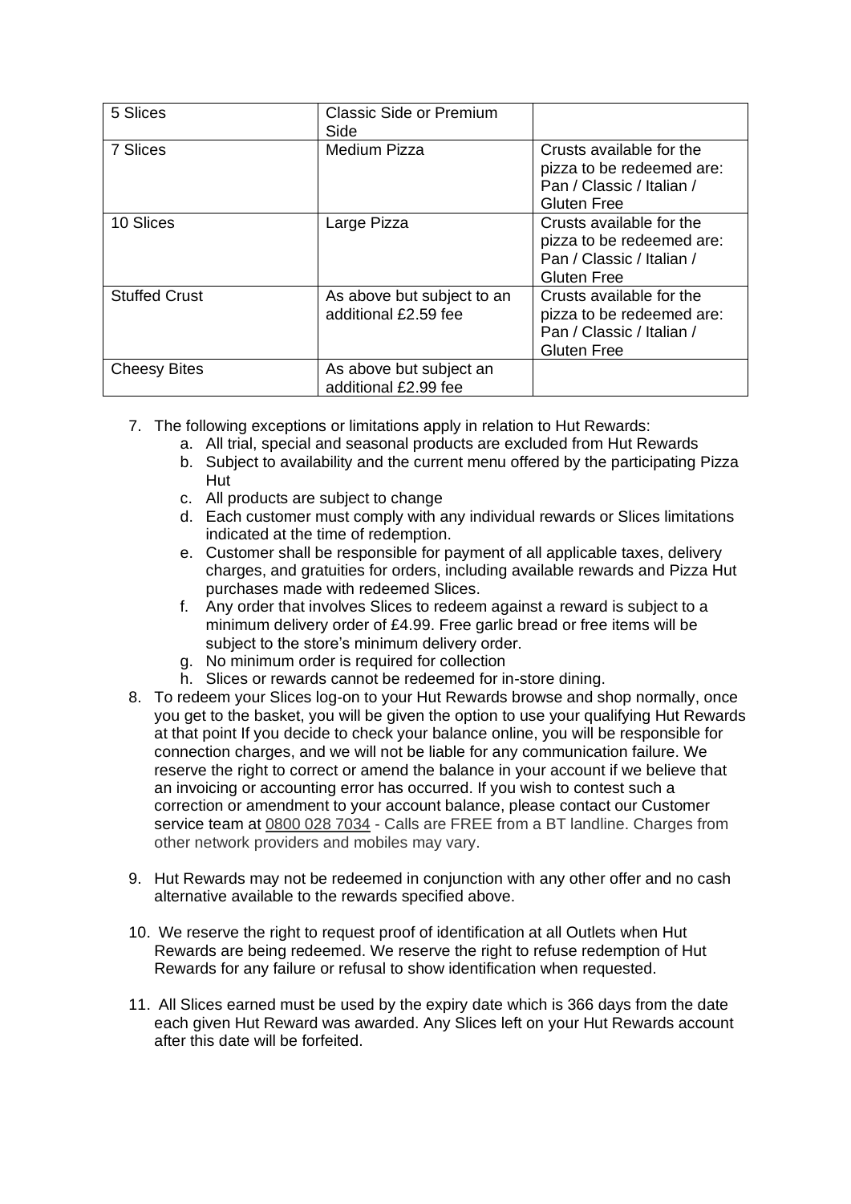| 5 Slices | Classic Side or Premium Side | |
|---|---|---|
| 7 Slices | Medium Pizza | Crusts available for the pizza to be redeemed are: Pan / Classic / Italian / Gluten Free |
| 10 Slices | Large Pizza | Crusts available for the pizza to be redeemed are: Pan / Classic / Italian / Gluten Free |
| Stuffed Crust | As above but subject to an additional £2.59 fee | Crusts available for the pizza to be redeemed are: Pan / Classic / Italian / Gluten Free |
| Cheesy Bites | As above but subject an additional £2.99 fee | |

7. The following exceptions or limitations apply in relation to Hut Rewards:
   a. All trial, special and seasonal products are excluded from Hut Rewards
   b. Subject to availability and the current menu offered by the participating Pizza Hut
   c. All products are subject to change
   d. Each customer must comply with any individual rewards or Slices limitations indicated at the time of redemption.
   e. Customer shall be responsible for payment of all applicable taxes, delivery charges, and gratuities for orders, including available rewards and Pizza Hut purchases made with redeemed Slices.
   f. Any order that involves Slices to redeem against a reward is subject to a minimum delivery order of £4.99. Free garlic bread or free items will be subject to the store's minimum delivery order.
   g. No minimum order is required for collection
   h. Slices or rewards cannot be redeemed for in-store dining.
8. To redeem your Slices log-on to your Hut Rewards browse and shop normally, once you get to the basket, you will be given the option to use your qualifying Hut Rewards at that point If you decide to check your balance online, you will be responsible for connection charges, and we will not be liable for any communication failure. We reserve the right to correct or amend the balance in your account if we believe that an invoicing or accounting error has occurred. If you wish to contest such a correction or amendment to your account balance, please contact our Customer service team at 0800 028 7034 - Calls are FREE from a BT landline. Charges from other network providers and mobiles may vary.

9. Hut Rewards may not be redeemed in conjunction with any other offer and no cash alternative available to the rewards specified above.

10. We reserve the right to request proof of identification at all Outlets when Hut Rewards are being redeemed. We reserve the right to refuse redemption of Hut Rewards for any failure or refusal to show identification when requested.

11. All Slices earned must be used by the expiry date which is 366 days from the date each given Hut Reward was awarded. Any Slices left on your Hut Rewards account after this date will be forfeited.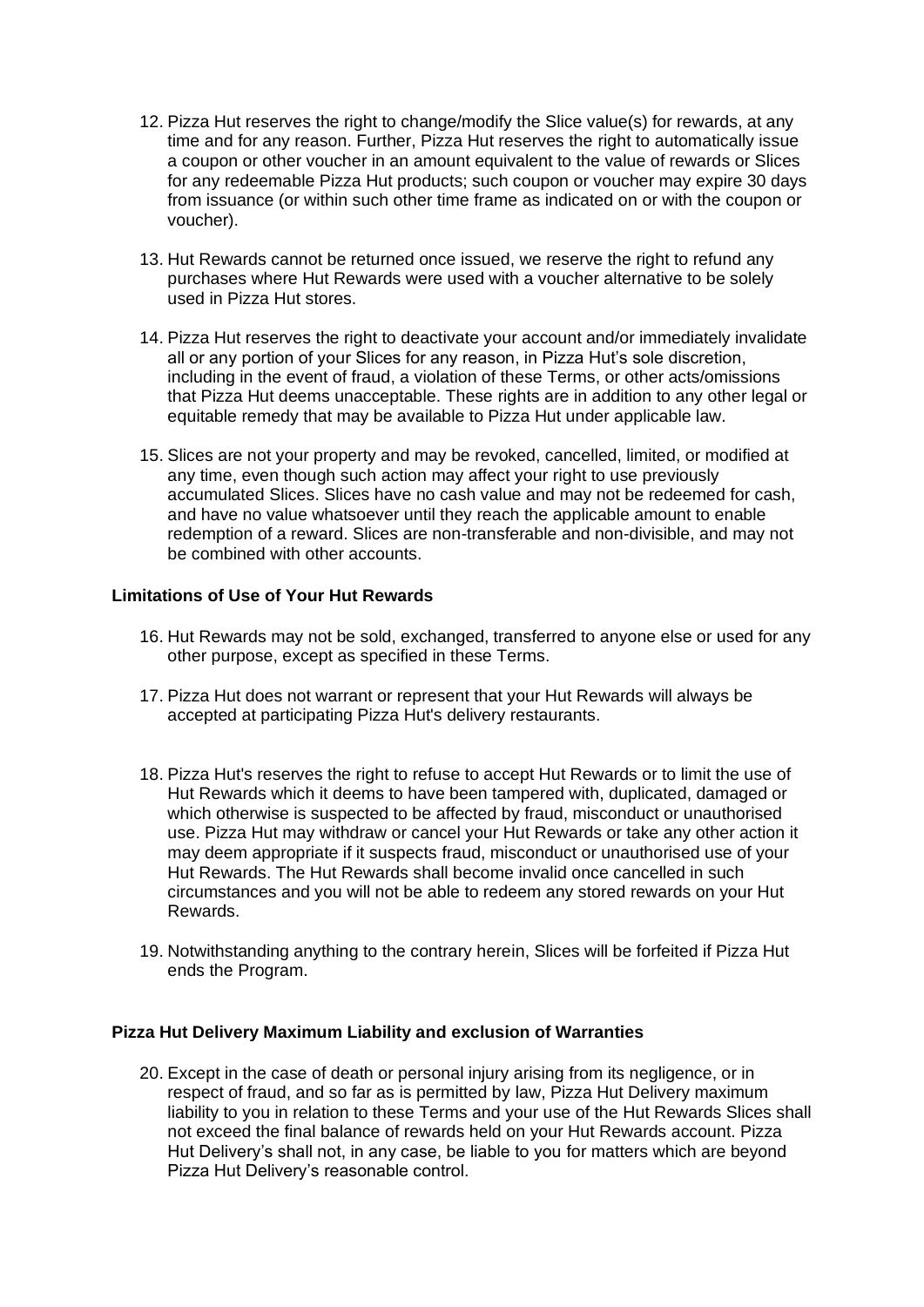12. Pizza Hut reserves the right to change/modify the Slice value(s) for rewards, at any time and for any reason. Further, Pizza Hut reserves the right to automatically issue a coupon or other voucher in an amount equivalent to the value of rewards or Slices for any redeemable Pizza Hut products; such coupon or voucher may expire 30 days from issuance (or within such other time frame as indicated on or with the coupon or voucher).

13. Hut Rewards cannot be returned once issued, we reserve the right to refund any purchases where Hut Rewards were used with a voucher alternative to be solely used in Pizza Hut stores.

14. Pizza Hut reserves the right to deactivate your account and/or immediately invalidate all or any portion of your Slices for any reason, in Pizza Hut's sole discretion, including in the event of fraud, a violation of these Terms, or other acts/omissions that Pizza Hut deems unacceptable. These rights are in addition to any other legal or equitable remedy that may be available to Pizza Hut under applicable law.

15. Slices are not your property and may be revoked, cancelled, limited, or modified at any time, even though such action may affect your right to use previously accumulated Slices. Slices have no cash value and may not be redeemed for cash, and have no value whatsoever until they reach the applicable amount to enable redemption of a reward. Slices are non-transferable and non-divisible, and may not be combined with other accounts.

**Limitations of Use of Your Hut Rewards**

16. Hut Rewards may not be sold, exchanged, transferred to anyone else or used for any other purpose, except as specified in these Terms.

17. Pizza Hut does not warrant or represent that your Hut Rewards will always be accepted at participating Pizza Hut's delivery restaurants.

18. Pizza Hut's reserves the right to refuse to accept Hut Rewards or to limit the use of Hut Rewards which it deems to have been tampered with, duplicated, damaged or which otherwise is suspected to be affected by fraud, misconduct or unauthorised use. Pizza Hut may withdraw or cancel your Hut Rewards or take any other action it may deem appropriate if it suspects fraud, misconduct or unauthorised use of your Hut Rewards. The Hut Rewards shall become invalid once cancelled in such circumstances and you will not be able to redeem any stored rewards on your Hut Rewards.

19. Notwithstanding anything to the contrary herein, Slices will be forfeited if Pizza Hut ends the Program.

**Pizza Hut Delivery Maximum Liability and exclusion of Warranties**

20. Except in the case of death or personal injury arising from its negligence, or in respect of fraud, and so far as is permitted by law, Pizza Hut Delivery maximum liability to you in relation to these Terms and your use of the Hut Rewards Slices shall not exceed the final balance of rewards held on your Hut Rewards account. Pizza Hut Delivery's shall not, in any case, be liable to you for matters which are beyond Pizza Hut Delivery's reasonable control.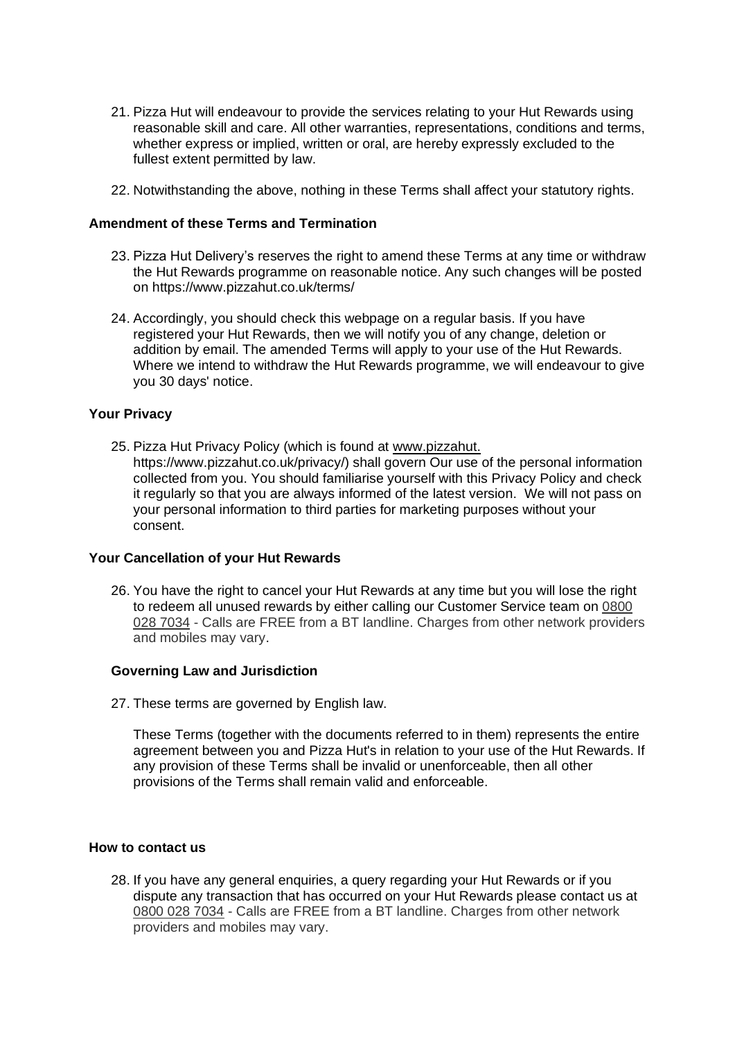21. Pizza Hut will endeavour to provide the services relating to your Hut Rewards using reasonable skill and care. All other warranties, representations, conditions and terms, whether express or implied, written or oral, are hereby expressly excluded to the fullest extent permitted by law.

22. Notwithstanding the above, nothing in these Terms shall affect your statutory rights.

**Amendment of these Terms and Termination**

23. Pizza Hut Delivery's reserves the right to amend these Terms at any time or withdraw the Hut Rewards programme on reasonable notice. Any such changes will be posted on https://www.pizzahut.co.uk/terms/

24. Accordingly, you should check this webpage on a regular basis. If you have registered your Hut Rewards, then we will notify you of any change, deletion or addition by email. The amended Terms will apply to your use of the Hut Rewards. Where we intend to withdraw the Hut Rewards programme, we will endeavour to give you 30 days' notice.

**Your Privacy**

25. Pizza Hut Privacy Policy (which is found at www.pizzahut. https://www.pizzahut.co.uk/privacy/) shall govern Our use of the personal information collected from you. You should familiarise yourself with this Privacy Policy and check it regularly so that you are always informed of the latest version. We will not pass on your personal information to third parties for marketing purposes without your consent.

**Your Cancellation of your Hut Rewards**

26. You have the right to cancel your Hut Rewards at any time but you will lose the right to redeem all unused rewards by either calling our Customer Service team on 0800 028 7034 - Calls are FREE from a BT landline. Charges from other network providers and mobiles may vary.

**Governing Law and Jurisdiction**

27. These terms are governed by English law.

These Terms (together with the documents referred to in them) represents the entire agreement between you and Pizza Hut's in relation to your use of the Hut Rewards. If any provision of these Terms shall be invalid or unenforceable, then all other provisions of the Terms shall remain valid and enforceable.

**How to contact us**

28. If you have any general enquiries, a query regarding your Hut Rewards or if you dispute any transaction that has occurred on your Hut Rewards please contact us at 0800 028 7034 - Calls are FREE from a BT landline. Charges from other network providers and mobiles may vary.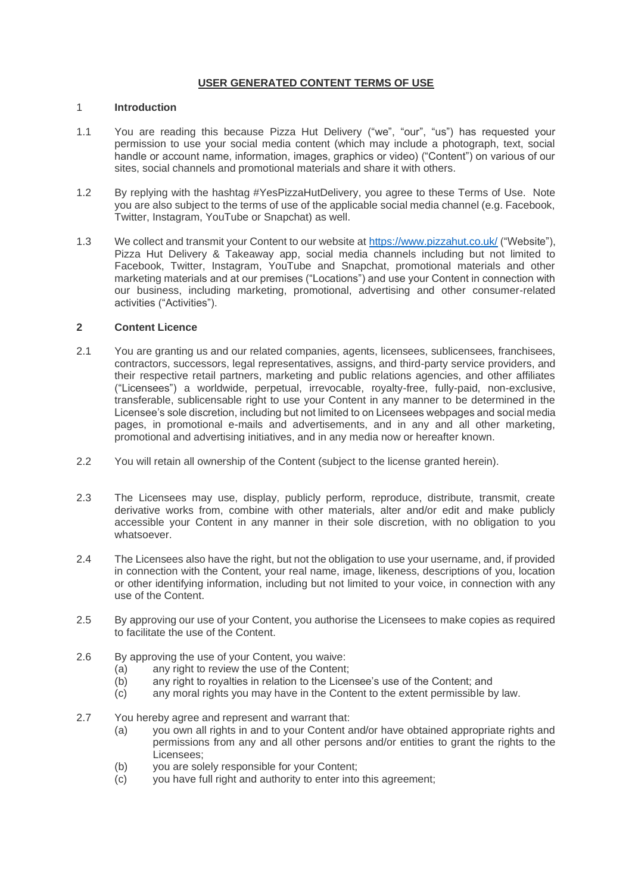# USER GENERATED CONTENT TERMS OF USE

## 1 Introduction

1.1 You are reading this because Pizza Hut Delivery ("we", "our", "us") has requested your permission to use your social media content (which may include a photograph, text, social handle or account name, information, images, graphics or video) ("Content") on various of our sites, social channels and promotional materials and share it with others.

1.2 By replying with the hashtag #YesPizzaHutDelivery, you agree to these Terms of Use. Note you are also subject to the terms of use of the applicable social media channel (e.g. Facebook, Twitter, Instagram, YouTube or Snapchat) as well.

1.3 We collect and transmit your Content to our website at [https://www.pizzahut.co.uk/](https://www.pizzahut.co.uk/) ("Website"), Pizza Hut Delivery & Takeaway app, social media channels including but not limited to Facebook, Twitter, Instagram, YouTube and Snapchat, promotional materials and other marketing materials and at our premises ("Locations") and use your Content in connection with our business, including marketing, promotional, advertising and other consumer-related activities ("Activities").

## 2 Content Licence

2.1 You are granting us and our related companies, agents, licensees, sublicensees, franchisees, contractors, successors, legal representatives, assigns, and third-party service providers, and their respective retail partners, marketing and public relations agencies, and other affiliates ("Licensees") a worldwide, perpetual, irrevocable, royalty-free, fully-paid, non-exclusive, transferable, sublicensable right to use your Content in any manner to be determined in the Licensee's sole discretion, including but not limited to on Licensees webpages and social media pages, in promotional e-mails and advertisements, and in any and all other marketing, promotional and advertising initiatives, and in any media now or hereafter known.

2.2 You will retain all ownership of the Content (subject to the license granted herein).

2.3 The Licensees may use, display, publicly perform, reproduce, distribute, transmit, create derivative works from, combine with other materials, alter and/or edit and make publicly accessible your Content in any manner in their sole discretion, with no obligation to you whatsoever.

2.4 The Licensees also have the right, but not the obligation to use your username, and, if provided in connection with the Content, your real name, image, likeness, descriptions of you, location or other identifying information, including but not limited to your voice, in connection with any use of the Content.

2.5 By approving our use of your Content, you authorise the Licensees to make copies as required to facilitate the use of the Content.

2.6 By approving the use of your Content, you waive:

(a) any right to review the use of the Content;
(b) any right to royalties in relation to the Licensee's use of the Content; and
(c) any moral rights you may have in the Content to the extent permissible by law.

2.7 You hereby agree and represent and warrant that:

(a) you own all rights in and to your Content and/or have obtained appropriate rights and permissions from any and all other persons and/or entities to grant the rights to the Licensees;
(b) you are solely responsible for your Content;
(c) you have full right and authority to enter into this agreement;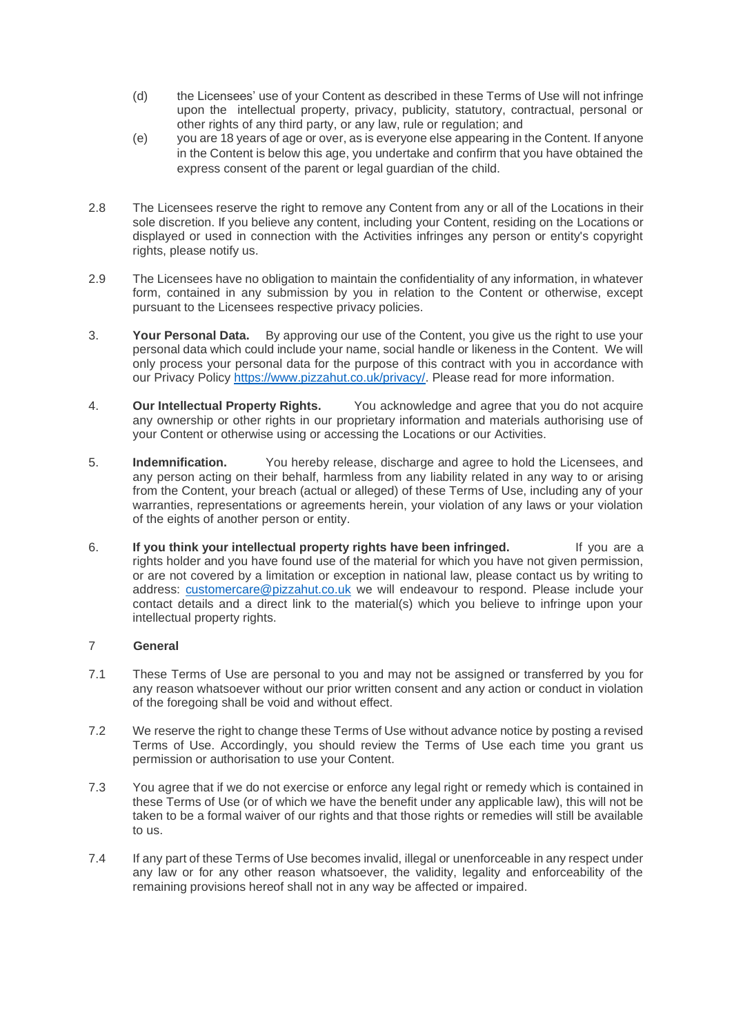(d) the Licensees' use of your Content as described in these Terms of Use will not infringe upon the intellectual property, privacy, publicity, statutory, contractual, personal or other rights of any third party, or any law, rule or regulation; and

(e) you are 18 years of age or over, as is everyone else appearing in the Content. If anyone in the Content is below this age, you undertake and confirm that you have obtained the express consent of the parent or legal guardian of the child.

2.8 The Licensees reserve the right to remove any Content from any or all of the Locations in their sole discretion. If you believe any content, including your Content, residing on the Locations or displayed or used in connection with the Activities infringes any person or entity's copyright rights, please notify us.

2.9 The Licensees have no obligation to maintain the confidentiality of any information, in whatever form, contained in any submission by you in relation to the Content or otherwise, except pursuant to the Licensees respective privacy policies.

3. **Your Personal Data.** By approving our use of the Content, you give us the right to use your personal data which could include your name, social handle or likeness in the Content. We will only process your personal data for the purpose of this contract with you in accordance with our Privacy Policy [https://www.pizzahut.co.uk/privacy/](https://www.pizzahut.co.uk/privacy/). Please read for more information.

4. **Our Intellectual Property Rights.** You acknowledge and agree that you do not acquire any ownership or other rights in our proprietary information and materials authorising use of your Content or otherwise using or accessing the Locations or our Activities.

5. **Indemnification.** You hereby release, discharge and agree to hold the Licensees, and any person acting on their behalf, harmless from any liability related in any way to or arising from the Content, your breach (actual or alleged) of these Terms of Use, including any of your warranties, representations or agreements herein, your violation of any laws or your violation of the eights of another person or entity.

6. **If you think your intellectual property rights have been infringed.** If you are a rights holder and you have found use of the material for which you have not given permission, or are not covered by a limitation or exception in national law, please contact us by writing to address: [customercare@pizzahut.co.uk](mailto:customercare@pizzahut.co.uk) we will endeavour to respond. Please include your contact details and a direct link to the material(s) which you believe to infringe upon your intellectual property rights.

7 **General**

7.1 These Terms of Use are personal to you and may not be assigned or transferred by you for any reason whatsoever without our prior written consent and any action or conduct in violation of the foregoing shall be void and without effect.

7.2 We reserve the right to change these Terms of Use without advance notice by posting a revised Terms of Use. Accordingly, you should review the Terms of Use each time you grant us permission or authorisation to use your Content.

7.3 You agree that if we do not exercise or enforce any legal right or remedy which is contained in these Terms of Use (or of which we have the benefit under any applicable law), this will not be taken to be a formal waiver of our rights and that those rights or remedies will still be available to us.

7.4 If any part of these Terms of Use becomes invalid, illegal or unenforceable in any respect under any law or for any other reason whatsoever, the validity, legality and enforceability of the remaining provisions hereof shall not in any way be affected or impaired.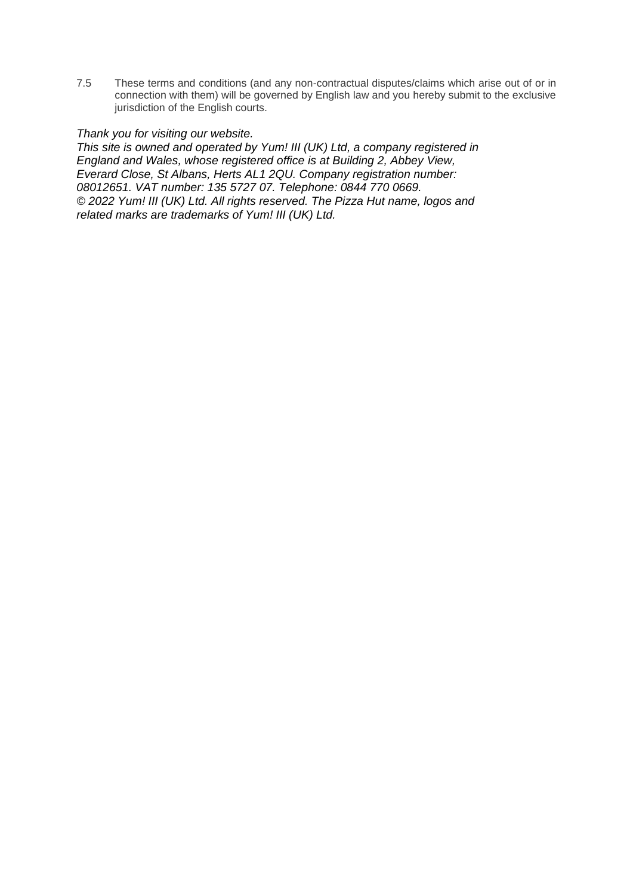7.5 These terms and conditions (and any non-contractual disputes/claims which arise out of or in connection with them) will be governed by English law and you hereby submit to the exclusive jurisdiction of the English courts.

*Thank you for visiting our website.*
*This site is owned and operated by Yum! III (UK) Ltd, a company registered in England and Wales, whose registered office is at Building 2, Abbey View, Everard Close, St Albans, Herts AL1 2QU. Company registration number: 08012651. VAT number: 135 5727 07. Telephone: 0844 770 0669.*
*© 2022 Yum! III (UK) Ltd. All rights reserved. The Pizza Hut name, logos and related marks are trademarks of Yum! III (UK) Ltd.*